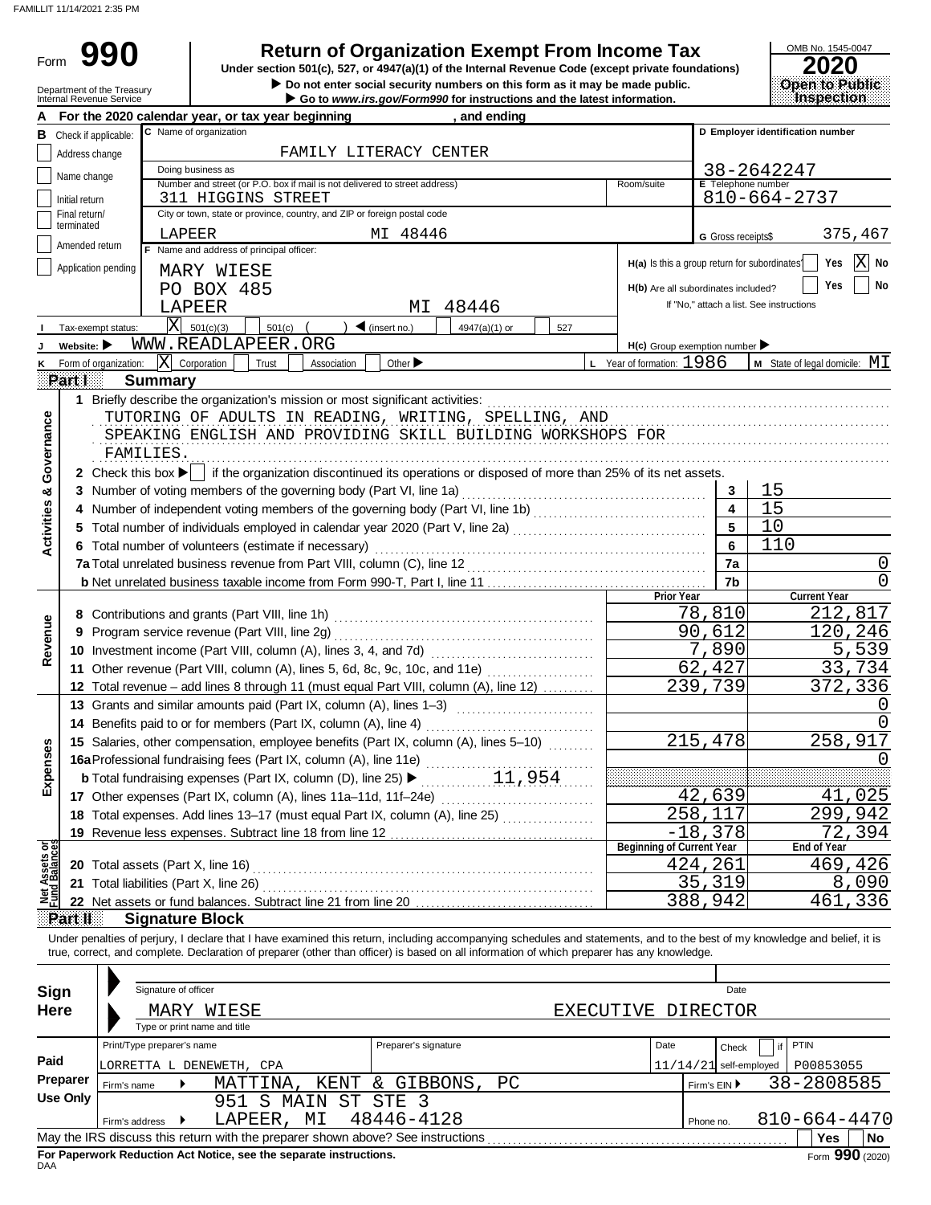FAMILLIT 11/14/2021 2:35 PM

# Form 990

## Return of Organization Exempt From Income Tax

Under section 501(c), 527, or 4947(a)(1) of the Internal Revenue Code (except private foundations)

▶ Do not enter social security numbers on this form as it may be made public.

▶ Go to www.irs.gov/Form990 for instructions and the latest information.

Department of the Treasury
Internal Revenue Service

OMB No. 1545-0047

**2020**

**Open to Public Inspection**

**A** For the 2020 calendar year, or tax year beginning , and ending

**B** Check if applicable:
- Address change
- Name change
- Initial return
- Final return/terminated
- Amended return
- Application pending

**C** Name of organization: FAMILY LITERACY CENTER

Doing business as

Number and street (or P.O. box if mail is not delivered to street address): 311 HIGGINS STREET    Room/suite

City or town, state or province, country, and ZIP or foreign postal code: LAPEER MI 48446

**D** Employer identification number: 38-2642247

**E** Telephone number: 810-664-2737

**G** Gross receipts$ 375,467

**F** Name and address of principal officer:
MARY WIESE
PO BOX 485
LAPEER MI 48446

**H(a)** Is this a group return for subordinates? Yes [ ] No [X]

**H(b)** Are all subordinates included? Yes [ ] No [ ]
If "No," attach a list. See instructions

**I** Tax-exempt status: [X] 501(c)(3) [ ] 501(c) ( ) ◀ (insert no.) [ ] 4947(a)(1) or [ ] 527

**J** Website: ▶ WWW.READLAPEER.ORG

**H(c)** Group exemption number ▶

**K** Form of organization: [X] Corporation [ ] Trust [ ] Association [ ] Other ▶

**L** Year of formation: 1986

**M** State of legal domicile: MI

## Part I Summary

**Activities & Governance**

1 Briefly describe the organization's mission or most significant activities:
TUTORING OF ADULTS IN READING, WRITING, SPELLING, AND SPEAKING ENGLISH AND PROVIDING SKILL BUILDING WORKSHOPS FOR FAMILIES.

2 Check this box ▶ [ ] if the organization discontinued its operations or disposed of more than 25% of its net assets.

| | | Line | Value |
|---|---|---|---|
| 3 | Number of voting members of the governing body (Part VI, line 1a) | 3 | 15 |
| 4 | Number of independent voting members of the governing body (Part VI, line 1b) | 4 | 15 |
| 5 | Total number of individuals employed in calendar year 2020 (Part V, line 2a) | 5 | 10 |
| 6 | Total number of volunteers (estimate if necessary) | 6 | 110 |
| 7a | Total unrelated business revenue from Part VIII, column (C), line 12 | 7a | 0 |
| b | Net unrelated business taxable income from Form 990-T, Part I, line 11 | 7b | 0 |

| | | Prior Year | Current Year |
|---|---|---|---|
| **Revenue** | | | |
| 8 | Contributions and grants (Part VIII, line 1h) | 78,810 | 212,817 |
| 9 | Program service revenue (Part VIII, line 2g) | 90,612 | 120,246 |
| 10 | Investment income (Part VIII, column (A), lines 3, 4, and 7d) | 7,890 | 5,539 |
| 11 | Other revenue (Part VIII, column (A), lines 5, 6d, 8c, 9c, 10c, and 11e) | 62,427 | 33,734 |
| 12 | Total revenue – add lines 8 through 11 (must equal Part VIII, column (A), line 12) | 239,739 | 372,336 |
| **Expenses** | | | |
| 13 | Grants and similar amounts paid (Part IX, column (A), lines 1–3) | | 0 |
| 14 | Benefits paid to or for members (Part IX, column (A), line 4) | | 0 |
| 15 | Salaries, other compensation, employee benefits (Part IX, column (A), lines 5–10) | 215,478 | 258,917 |
| 16a | Professional fundraising fees (Part IX, column (A), line 11e) | | 0 |
| b | Total fundraising expenses (Part IX, column (D), line 25) ▶ 11,954 | | |
| 17 | Other expenses (Part IX, column (A), lines 11a–11d, 11f–24e) | 42,639 | 41,025 |
| 18 | Total expenses. Add lines 13–17 (must equal Part IX, column (A), line 25) | 258,117 | 299,942 |
| 19 | Revenue less expenses. Subtract line 18 from line 12 | -18,378 | 72,394 |

| **Net Assets or Fund Balances** | | Beginning of Current Year | End of Year |
|---|---|---|---|
| 20 | Total assets (Part X, line 16) | 424,261 | 469,426 |
| 21 | Total liabilities (Part X, line 26) | 35,319 | 8,090 |
| 22 | Net assets or fund balances. Subtract line 21 from line 20 | 388,942 | 461,336 |

## Part II Signature Block

Under penalties of perjury, I declare that I have examined this return, including accompanying schedules and statements, and to the best of my knowledge and belief, it is true, correct, and complete. Declaration of preparer (other than officer) is based on all information of which preparer has any knowledge.

**Sign Here**

Signature of officer | Date

MARY WIESE EXECUTIVE DIRECTOR
Type or print name and title

**Paid Preparer Use Only**

| Print/Type preparer's name | Preparer's signature | Date | Check if self-employed | PTIN |
|---|---|---|---|---|
| LORRETTA L DENEWETH, CPA | | 11/14/21 | | P00853055 |

Firm's name ▶ MATTINA, KENT & GIBBONS, PC    Firm's EIN ▶ 38-2808585

Firm's address ▶ 951 S MAIN ST STE 3, LAPEER, MI 48446-4128    Phone no. 810-664-4470

May the IRS discuss this return with the preparer shown above? See instructions [ ] Yes [ ] No

**For Paperwork Reduction Act Notice, see the separate instructions.**

DAA

Form **990** (2020)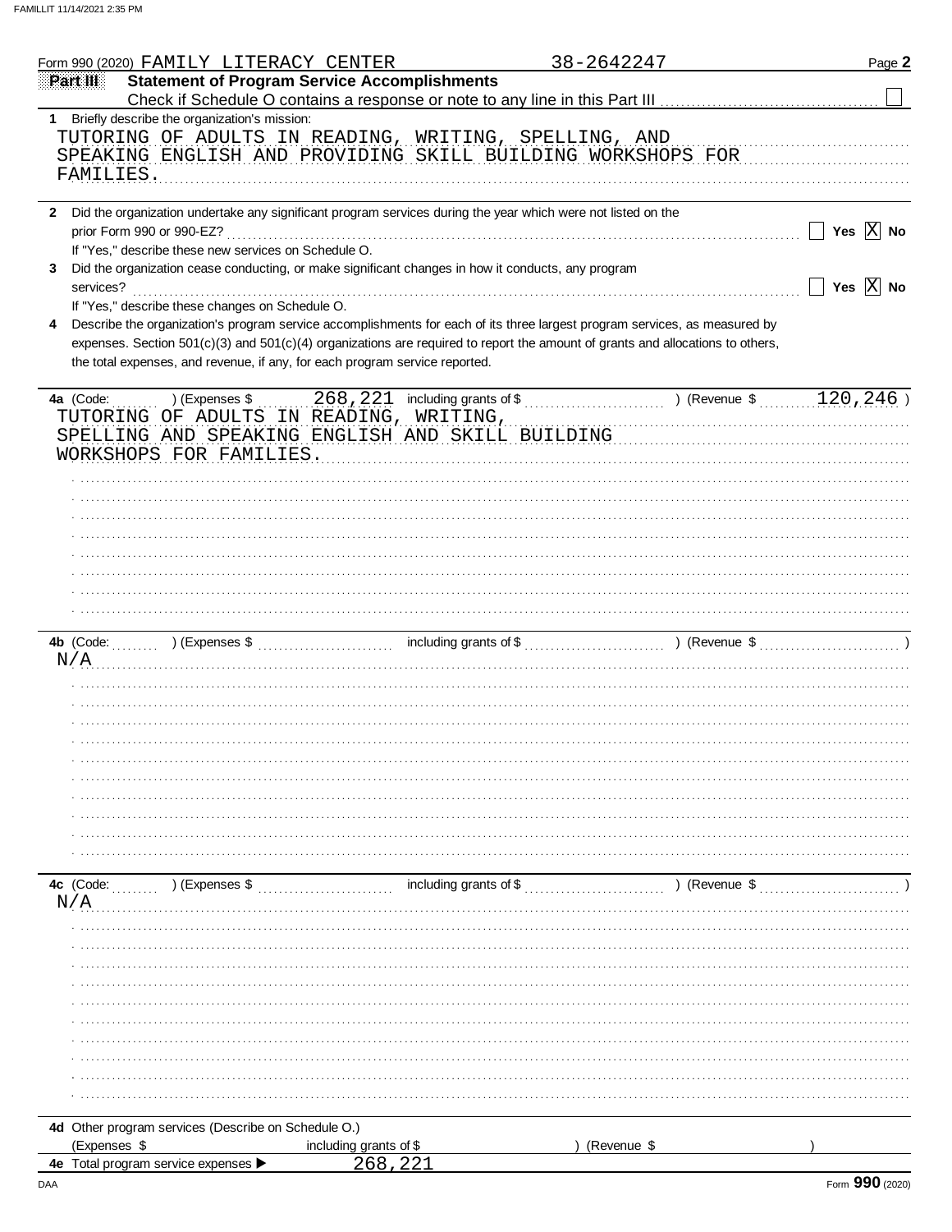Form 990 (2020) FAMILY LITERACY CENTER 38-2642247

## Part III Statement of Program Service Accomplishments

Check if Schedule O contains a response or note to any line in this Part III ☐

**1** Briefly describe the organization's mission:

TUTORING OF ADULTS IN READING, WRITING, SPELLING, AND SPEAKING ENGLISH AND PROVIDING SKILL BUILDING WORKSHOPS FOR FAMILIES.

**2** Did the organization undertake any significant program services during the year which were not listed on the prior Form 990 or 990-EZ? ☐ Yes ☒ No

If "Yes," describe these new services on Schedule O.

**3** Did the organization cease conducting, or make significant changes in how it conducts, any program services? ☐ Yes ☒ No

If "Yes," describe these changes on Schedule O.

**4** Describe the organization's program service accomplishments for each of its three largest program services, as measured by expenses. Section 501(c)(3) and 501(c)(4) organizations are required to report the amount of grants and allocations to others, the total expenses, and revenue, if any, for each program service reported.

**4a** (Code: ) (Expenses $ 268,221 including grants of $ ) (Revenue $ 120,246 )

TUTORING OF ADULTS IN READING, WRITING, SPELLING AND SPEAKING ENGLISH AND SKILL BUILDING WORKSHOPS FOR FAMILIES.

**4b** (Code: ) (Expenses $ including grants of $ ) (Revenue $ )

N/A

**4c** (Code: ) (Expenses $ including grants of $ ) (Revenue $ )

N/A

**4d** Other program services (Describe on Schedule O.)

(Expenses $ including grants of $ ) (Revenue $ )

**4e** Total program service expenses ▶ 268,221

Form **990** (2020)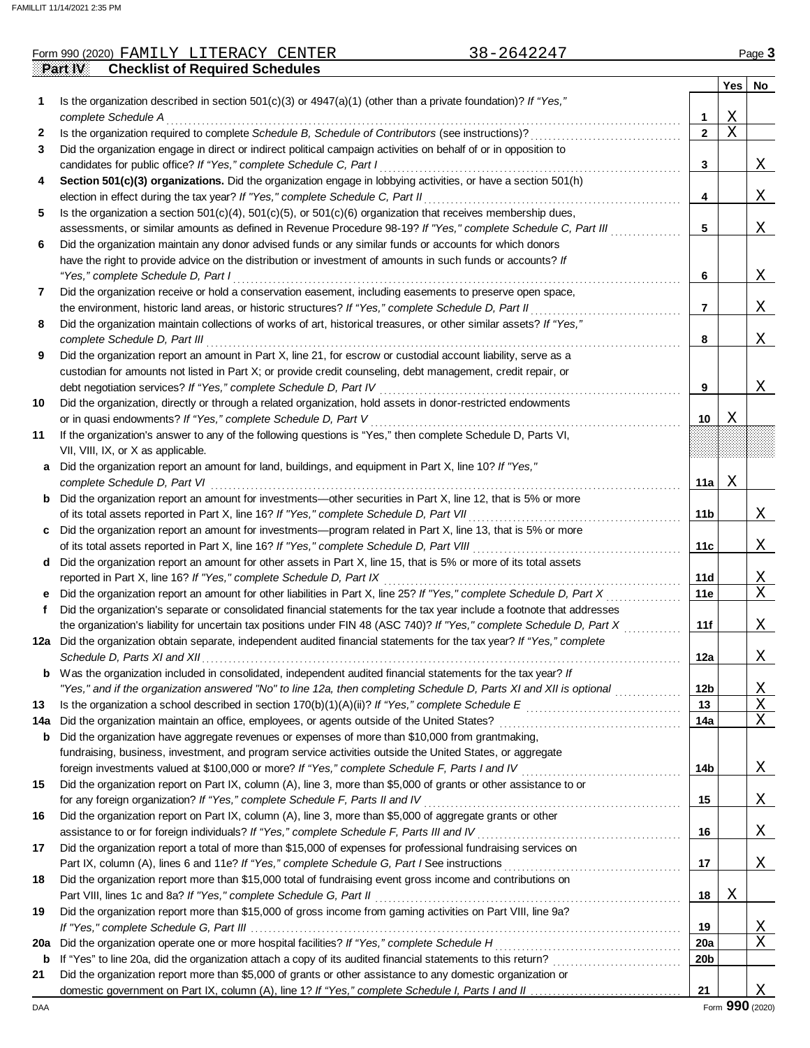Form 990 (2020) FAMILY LITERACY CENTER 38-2642247 Page **3**

## Part IV — Checklist of Required Schedules

| | | | Yes | No |
|---|---|---|---|---|
| **1** | Is the organization described in section 501(c)(3) or 4947(a)(1) (other than a private foundation)? *If "Yes," complete Schedule A* | 1 | X | |
| **2** | Is the organization required to complete *Schedule B, Schedule of Contributors* (see instructions)? | 2 | X | |
| **3** | Did the organization engage in direct or indirect political campaign activities on behalf of or in opposition to candidates for public office? *If "Yes," complete Schedule C, Part I* | 3 | | X |
| **4** | **Section 501(c)(3) organizations.** Did the organization engage in lobbying activities, or have a section 501(h) election in effect during the tax year? *If "Yes," complete Schedule C, Part II* | 4 | | X |
| **5** | Is the organization a section 501(c)(4), 501(c)(5), or 501(c)(6) organization that receives membership dues, assessments, or similar amounts as defined in Revenue Procedure 98-19? *If "Yes," complete Schedule C, Part III* | 5 | | X |
| **6** | Did the organization maintain any donor advised funds or any similar funds or accounts for which donors have the right to provide advice on the distribution or investment of amounts in such funds or accounts? *If "Yes," complete Schedule D, Part I* | 6 | | X |
| **7** | Did the organization receive or hold a conservation easement, including easements to preserve open space, the environment, historic land areas, or historic structures? *If "Yes," complete Schedule D, Part II* | 7 | | X |
| **8** | Did the organization maintain collections of works of art, historical treasures, or other similar assets? *If "Yes," complete Schedule D, Part III* | 8 | | X |
| **9** | Did the organization report an amount in Part X, line 21, for escrow or custodial account liability, serve as a custodian for amounts not listed in Part X; or provide credit counseling, debt management, credit repair, or debt negotiation services? *If "Yes," complete Schedule D, Part IV* | 9 | | X |
| **10** | Did the organization, directly or through a related organization, hold assets in donor-restricted endowments or in quasi endowments? *If "Yes," complete Schedule D, Part V* | 10 | X | |
| **11** | If the organization's answer to any of the following questions is "Yes," then complete Schedule D, Parts VI, VII, VIII, IX, or X as applicable. | | | |
| **a** | Did the organization report an amount for land, buildings, and equipment in Part X, line 10? *If "Yes," complete Schedule D, Part VI* | 11a | X | |
| **b** | Did the organization report an amount for investments—other securities in Part X, line 12, that is 5% or more of its total assets reported in Part X, line 16? *If "Yes," complete Schedule D, Part VII* | 11b | | X |
| **c** | Did the organization report an amount for investments—program related in Part X, line 13, that is 5% or more of its total assets reported in Part X, line 16? *If "Yes," complete Schedule D, Part VIII* | 11c | | X |
| **d** | Did the organization report an amount for other assets in Part X, line 15, that is 5% or more of its total assets reported in Part X, line 16? *If "Yes," complete Schedule D, Part IX* | 11d | | X |
| **e** | Did the organization report an amount for other liabilities in Part X, line 25? *If "Yes," complete Schedule D, Part X* | 11e | | X |
| **f** | Did the organization's separate or consolidated financial statements for the tax year include a footnote that addresses the organization's liability for uncertain tax positions under FIN 48 (ASC 740)? *If "Yes," complete Schedule D, Part X* | 11f | | X |
| **12a** | Did the organization obtain separate, independent audited financial statements for the tax year? *If "Yes," complete Schedule D, Parts XI and XII* | 12a | | X |
| **b** | Was the organization included in consolidated, independent audited financial statements for the tax year? *If "Yes," and if the organization answered "No" to line 12a, then completing Schedule D, Parts XI and XII is optional* | 12b | | X |
| **13** | Is the organization a school described in section 170(b)(1)(A)(ii)? *If "Yes," complete Schedule E* | 13 | | X |
| **14a** | Did the organization maintain an office, employees, or agents outside of the United States? | 14a | | X |
| **b** | Did the organization have aggregate revenues or expenses of more than $10,000 from grantmaking, fundraising, business, investment, and program service activities outside the United States, or aggregate foreign investments valued at $100,000 or more? *If "Yes," complete Schedule F, Parts I and IV* | 14b | | X |
| **15** | Did the organization report on Part IX, column (A), line 3, more than $5,000 of grants or other assistance to or for any foreign organization? *If "Yes," complete Schedule F, Parts II and IV* | 15 | | X |
| **16** | Did the organization report on Part IX, column (A), line 3, more than $5,000 of aggregate grants or other assistance to or for foreign individuals? *If "Yes," complete Schedule F, Parts III and IV* | 16 | | X |
| **17** | Did the organization report a total of more than $15,000 of expenses for professional fundraising services on Part IX, column (A), lines 6 and 11e? *If "Yes," complete Schedule G, Part I* See instructions | 17 | | X |
| **18** | Did the organization report more than $15,000 total of fundraising event gross income and contributions on Part VIII, lines 1c and 8a? *If "Yes," complete Schedule G, Part II* | 18 | X | |
| **19** | Did the organization report more than $15,000 of gross income from gaming activities on Part VIII, line 9a? *If "Yes," complete Schedule G, Part III* | 19 | | X |
| **20a** | Did the organization operate one or more hospital facilities? *If "Yes," complete Schedule H* | 20a | | X |
| **b** | If "Yes" to line 20a, did the organization attach a copy of its audited financial statements to this return? | 20b | | |
| **21** | Did the organization report more than $5,000 of grants or other assistance to any domestic organization or domestic government on Part IX, column (A), line 1? *If "Yes," complete Schedule I, Parts I and II* | 21 | | X |

Form **990** (2020)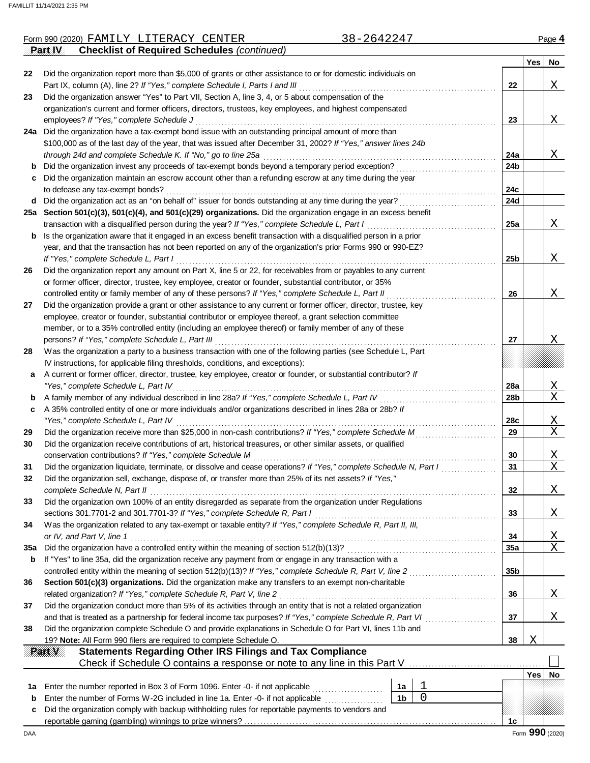Form 990 (2020) FAMILY LITERACY CENTER 38-2642247 Page **4**

**Part IV Checklist of Required Schedules** *(continued)*

| | | | Yes | No |
|---|---|---|---|---|
| **22** | Did the organization report more than $5,000 of grants or other assistance to or for domestic individuals on Part IX, column (A), line 2? *If "Yes," complete Schedule I, Parts I and III* | **22** | | X |
| **23** | Did the organization answer "Yes" to Part VII, Section A, line 3, 4, or 5 about compensation of the organization's current and former officers, directors, trustees, key employees, and highest compensated employees? *If "Yes," complete Schedule J* | **23** | | X |
| **24a** | Did the organization have a tax-exempt bond issue with an outstanding principal amount of more than $100,000 as of the last day of the year, that was issued after December 31, 2002? *If "Yes," answer lines 24b through 24d and complete Schedule K. If "No," go to line 25a* | **24a** | | X |
| **b** | Did the organization invest any proceeds of tax-exempt bonds beyond a temporary period exception? | **24b** | | |
| **c** | Did the organization maintain an escrow account other than a refunding escrow at any time during the year to defease any tax-exempt bonds? | **24c** | | |
| **d** | Did the organization act as an "on behalf of" issuer for bonds outstanding at any time during the year? | **24d** | | |
| **25a** | **Section 501(c)(3), 501(c)(4), and 501(c)(29) organizations.** Did the organization engage in an excess benefit transaction with a disqualified person during the year? *If "Yes," complete Schedule L, Part I* | **25a** | | X |
| **b** | Is the organization aware that it engaged in an excess benefit transaction with a disqualified person in a prior year, and that the transaction has not been reported on any of the organization's prior Forms 990 or 990-EZ? *If "Yes," complete Schedule L, Part I* | **25b** | | X |
| **26** | Did the organization report any amount on Part X, line 5 or 22, for receivables from or payables to any current or former officer, director, trustee, key employee, creator or founder, substantial contributor, or 35% controlled entity or family member of any of these persons? *If "Yes," complete Schedule L, Part II* | **26** | | X |
| **27** | Did the organization provide a grant or other assistance to any current or former officer, director, trustee, key employee, creator or founder, substantial contributor or employee thereof, a grant selection committee member, or to a 35% controlled entity (including an employee thereof) or family member of any of these persons? *If "Yes," complete Schedule L, Part III* | **27** | | X |
| **28** | Was the organization a party to a business transaction with one of the following parties (see Schedule L, Part IV instructions, for applicable filing thresholds, conditions, and exceptions): | | | |
| **a** | A current or former officer, director, trustee, key employee, creator or founder, or substantial contributor? *If "Yes," complete Schedule L, Part IV* | **28a** | | X |
| **b** | A family member of any individual described in line 28a? *If "Yes," complete Schedule L, Part IV* | **28b** | | X |
| **c** | A 35% controlled entity of one or more individuals and/or organizations described in lines 28a or 28b? *If "Yes," complete Schedule L, Part IV* | **28c** | | X |
| **29** | Did the organization receive more than $25,000 in non-cash contributions? *If "Yes," complete Schedule M* | **29** | | X |
| **30** | Did the organization receive contributions of art, historical treasures, or other similar assets, or qualified conservation contributions? *If "Yes," complete Schedule M* | **30** | | X |
| **31** | Did the organization liquidate, terminate, or dissolve and cease operations? *If "Yes," complete Schedule N, Part I* | **31** | | X |
| **32** | Did the organization sell, exchange, dispose of, or transfer more than 25% of its net assets? *If "Yes," complete Schedule N, Part II* | **32** | | X |
| **33** | Did the organization own 100% of an entity disregarded as separate from the organization under Regulations sections 301.7701-2 and 301.7701-3? *If "Yes," complete Schedule R, Part I* | **33** | | X |
| **34** | Was the organization related to any tax-exempt or taxable entity? *If "Yes," complete Schedule R, Part II, III, or IV, and Part V, line 1* | **34** | | X |
| **35a** | Did the organization have a controlled entity within the meaning of section 512(b)(13)? | **35a** | | X |
| **b** | If "Yes" to line 35a, did the organization receive any payment from or engage in any transaction with a controlled entity within the meaning of section 512(b)(13)? *If "Yes," complete Schedule R, Part V, line 2* | **35b** | | |
| **36** | **Section 501(c)(3) organizations.** Did the organization make any transfers to an exempt non-charitable related organization? *If "Yes," complete Schedule R, Part V, line 2* | **36** | | X |
| **37** | Did the organization conduct more than 5% of its activities through an entity that is not a related organization and that is treated as a partnership for federal income tax purposes? *If "Yes," complete Schedule R, Part VI* | **37** | | X |
| **38** | Did the organization complete Schedule O and provide explanations in Schedule O for Part VI, lines 11b and 19? **Note:** All Form 990 filers are required to complete Schedule O. | **38** | X | |

**Part V Statements Regarding Other IRS Filings and Tax Compliance**

Check if Schedule O contains a response or note to any line in this Part V ☐

| | | | | | Yes | No |
|---|---|---|---|---|---|---|
| **1a** | Enter the number reported in Box 3 of Form 1096. Enter -0- if not applicable | 1a | 1 | | | |
| **b** | Enter the number of Forms W-2G included in line 1a. Enter -0- if not applicable | 1b | 0 | | | |
| **c** | Did the organization comply with backup withholding rules for reportable payments to vendors and reportable gaming (gambling) winnings to prize winners? | | | **1c** | | |

DAA Form **990** (2020)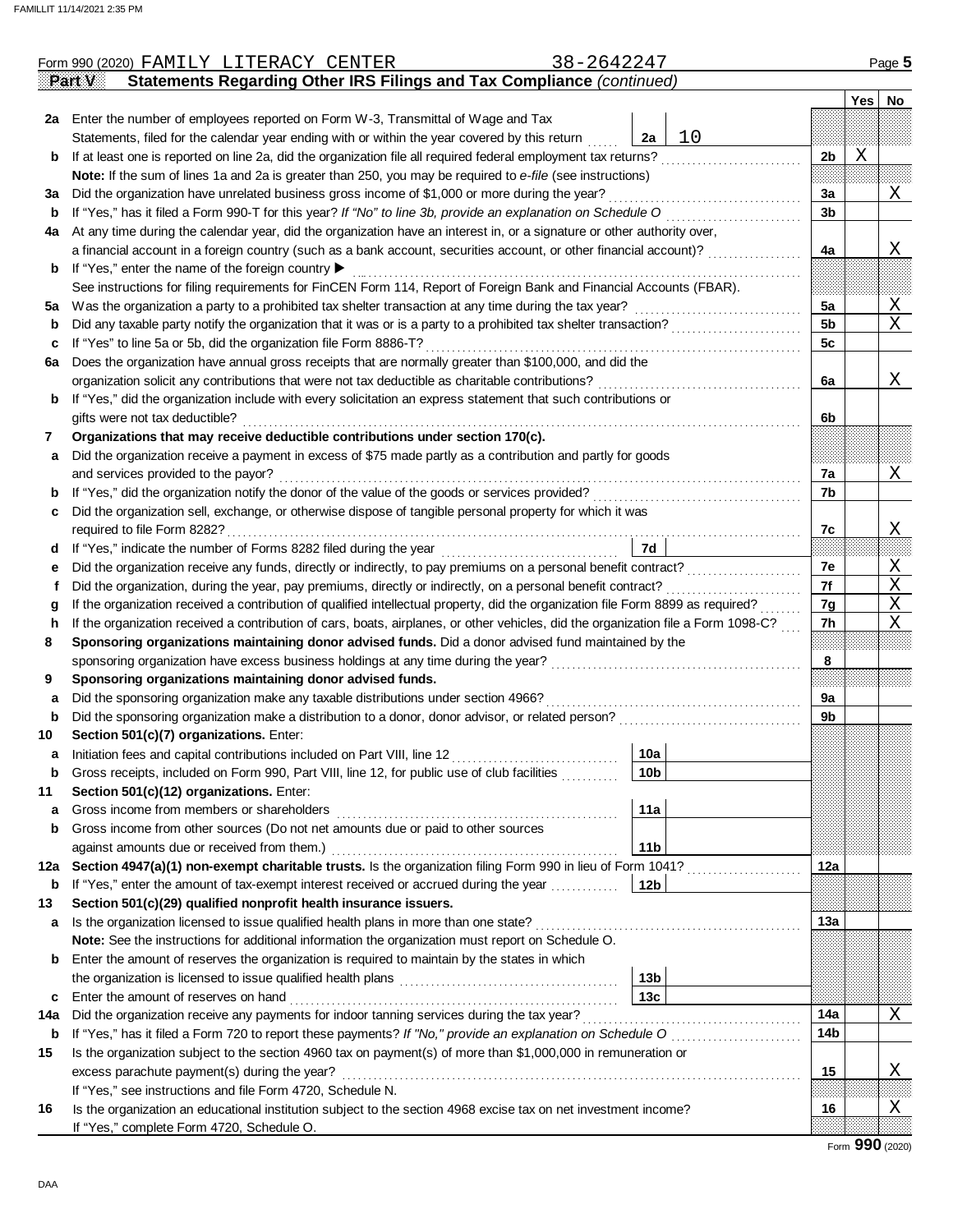Form 990 (2020) FAMILY LITERACY CENTER 38-2642247

**Part V — Statements Regarding Other IRS Filings and Tax Compliance** *(continued)*

| | | | | | Yes | No |
|---|---|---|---|---|---|---|
| **2a** | Enter the number of employees reported on Form W-3, Transmittal of Wage and Tax Statements, filed for the calendar year ending with or within the year covered by this return | 2a | 10 | | | |
| **b** | If at least one is reported on line 2a, did the organization file all required federal employment tax returns? | | | 2b | X | |
| | **Note:** If the sum of lines 1a and 2a is greater than 250, you may be required to *e-file* (see instructions) | | | | | |
| **3a** | Did the organization have unrelated business gross income of $1,000 or more during the year? | | | 3a | | X |
| **b** | If "Yes," has it filed a Form 990-T for this year? *If "No" to line 3b, provide an explanation on Schedule O* | | | 3b | | |
| **4a** | At any time during the calendar year, did the organization have an interest in, or a signature or other authority over, a financial account in a foreign country (such as a bank account, securities account, or other financial account)? | | | 4a | | X |
| **b** | If "Yes," enter the name of the foreign country ▶ | | | | | |
| | See instructions for filing requirements for FinCEN Form 114, Report of Foreign Bank and Financial Accounts (FBAR). | | | | | |
| **5a** | Was the organization a party to a prohibited tax shelter transaction at any time during the tax year? | | | 5a | | X |
| **b** | Did any taxable party notify the organization that it was or is a party to a prohibited tax shelter transaction? | | | 5b | | X |
| **c** | If "Yes" to line 5a or 5b, did the organization file Form 8886-T? | | | 5c | | |
| **6a** | Does the organization have annual gross receipts that are normally greater than $100,000, and did the organization solicit any contributions that were not tax deductible as charitable contributions? | | | 6a | | X |
| **b** | If "Yes," did the organization include with every solicitation an express statement that such contributions or gifts were not tax deductible? | | | 6b | | |
| **7** | **Organizations that may receive deductible contributions under section 170(c).** | | | | | |
| **a** | Did the organization receive a payment in excess of $75 made partly as a contribution and partly for goods and services provided to the payor? | | | 7a | | X |
| **b** | If "Yes," did the organization notify the donor of the value of the goods or services provided? | | | 7b | | |
| **c** | Did the organization sell, exchange, or otherwise dispose of tangible personal property for which it was required to file Form 8282? | | | 7c | | X |
| **d** | If "Yes," indicate the number of Forms 8282 filed during the year | 7d | | | | |
| **e** | Did the organization receive any funds, directly or indirectly, to pay premiums on a personal benefit contract? | | | 7e | | X |
| **f** | Did the organization, during the year, pay premiums, directly or indirectly, on a personal benefit contract? | | | 7f | | X |
| **g** | If the organization received a contribution of qualified intellectual property, did the organization file Form 8899 as required? | | | 7g | | X |
| **h** | If the organization received a contribution of cars, boats, airplanes, or other vehicles, did the organization file a Form 1098-C? | | | 7h | | X |
| **8** | **Sponsoring organizations maintaining donor advised funds.** Did a donor advised fund maintained by the sponsoring organization have excess business holdings at any time during the year? | | | 8 | | |
| **9** | **Sponsoring organizations maintaining donor advised funds.** | | | | | |
| **a** | Did the sponsoring organization make any taxable distributions under section 4966? | | | 9a | | |
| **b** | Did the sponsoring organization make a distribution to a donor, donor advisor, or related person? | | | 9b | | |
| **10** | **Section 501(c)(7) organizations.** Enter: | | | | | |
| **a** | Initiation fees and capital contributions included on Part VIII, line 12 | 10a | | | | |
| **b** | Gross receipts, included on Form 990, Part VIII, line 12, for public use of club facilities | 10b | | | | |
| **11** | **Section 501(c)(12) organizations.** Enter: | | | | | |
| **a** | Gross income from members or shareholders | 11a | | | | |
| **b** | Gross income from other sources (Do not net amounts due or paid to other sources against amounts due or received from them.) | 11b | | | | |
| **12a** | **Section 4947(a)(1) non-exempt charitable trusts.** Is the organization filing Form 990 in lieu of Form 1041? | | | 12a | | |
| **b** | If "Yes," enter the amount of tax-exempt interest received or accrued during the year | 12b | | | | |
| **13** | **Section 501(c)(29) qualified nonprofit health insurance issuers.** | | | | | |
| **a** | Is the organization licensed to issue qualified health plans in more than one state? | | | 13a | | |
| | **Note:** See the instructions for additional information the organization must report on Schedule O. | | | | | |
| **b** | Enter the amount of reserves the organization is required to maintain by the states in which the organization is licensed to issue qualified health plans | 13b | | | | |
| **c** | Enter the amount of reserves on hand | 13c | | | | |
| **14a** | Did the organization receive any payments for indoor tanning services during the tax year? | | | 14a | | X |
| **b** | If "Yes," has it filed a Form 720 to report these payments? *If "No," provide an explanation on Schedule O* | | | 14b | | |
| **15** | Is the organization subject to the section 4960 tax on payment(s) of more than $1,000,000 in remuneration or excess parachute payment(s) during the year? | | | 15 | | X |
| | If "Yes," see instructions and file Form 4720, Schedule N. | | | | | |
| **16** | Is the organization an educational institution subject to the section 4968 excise tax on net investment income? | | | 16 | | X |
| | If "Yes," complete Form 4720, Schedule O. | | | | | |

Form **990** (2020)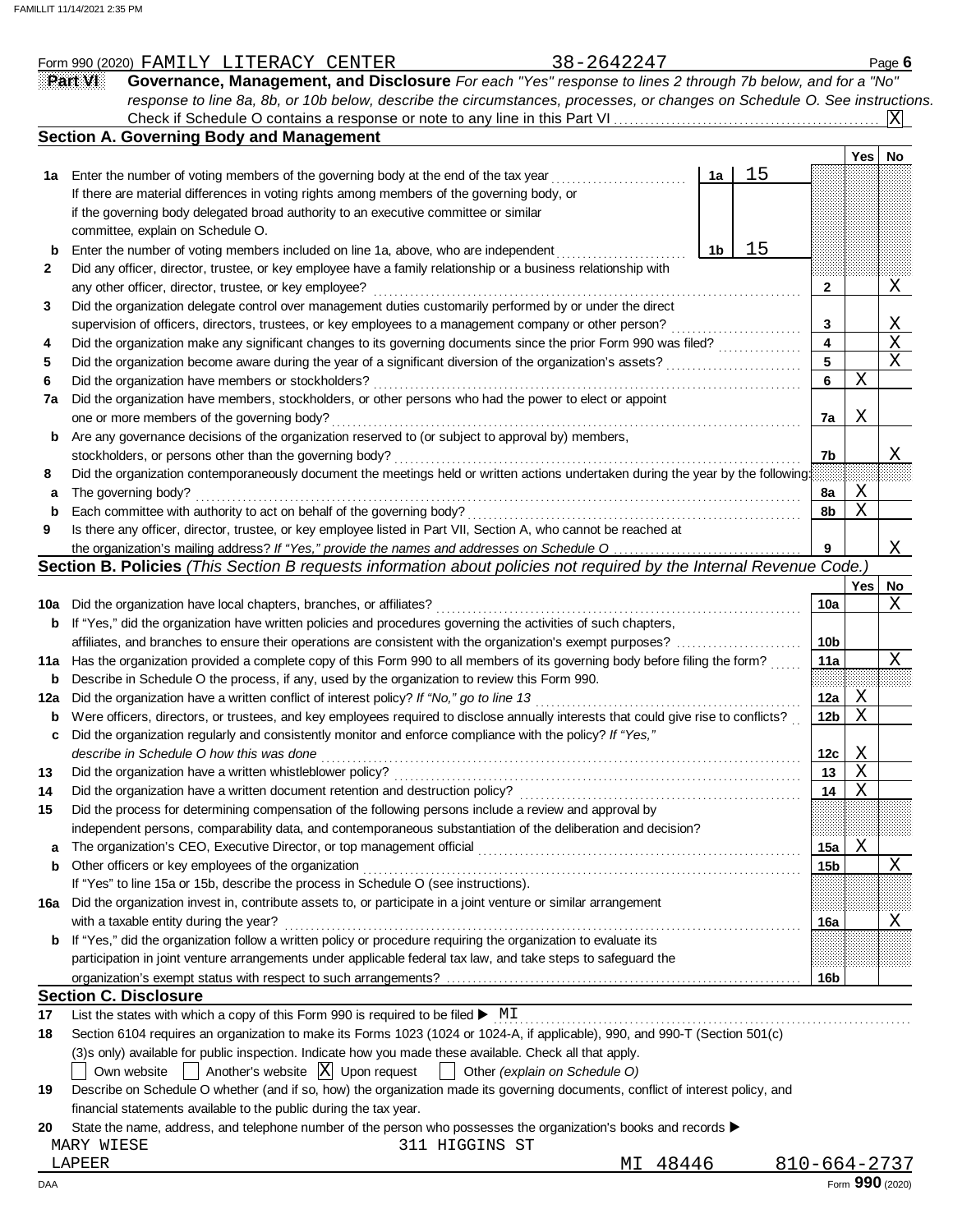Form 990 (2020) FAMILY LITERACY CENTER 38-2642247 Page 6

## Part VI Governance, Management, and Disclosure

*For each "Yes" response to lines 2 through 7b below, and for a "No" response to line 8a, 8b, or 10b below, describe the circumstances, processes, or changes on Schedule O. See instructions.*

Check if Schedule O contains a response or note to any line in this Part VI ... [X]

### Section A. Governing Body and Management

| | | | Yes | No |
|---|---|---|---|---|
| **1a** | Enter the number of voting members of the governing body at the end of the tax year ... **1a** 15<br>If there are material differences in voting rights among members of the governing body, or if the governing body delegated broad authority to an executive committee or similar committee, explain on Schedule O. | | | |
| **b** | Enter the number of voting members included on line 1a, above, who are independent ... **1b** 15 | | | |
| **2** | Did any officer, director, trustee, or key employee have a family relationship or a business relationship with any other officer, director, trustee, or key employee? | 2 | | X |
| **3** | Did the organization delegate control over management duties customarily performed by or under the direct supervision of officers, directors, trustees, or key employees to a management company or other person? | 3 | | X |
| **4** | Did the organization make any significant changes to its governing documents since the prior Form 990 was filed? | 4 | | X |
| **5** | Did the organization become aware during the year of a significant diversion of the organization's assets? | 5 | | X |
| **6** | Did the organization have members or stockholders? | 6 | X | |
| **7a** | Did the organization have members, stockholders, or other persons who had the power to elect or appoint one or more members of the governing body? | 7a | X | |
| **b** | Are any governance decisions of the organization reserved to (or subject to approval by) members, stockholders, or persons other than the governing body? | 7b | | X |
| **8** | Did the organization contemporaneously document the meetings held or written actions undertaken during the year by the following: | | | |
| **a** | The governing body? | 8a | X | |
| **b** | Each committee with authority to act on behalf of the governing body? | 8b | X | |
| **9** | Is there any officer, director, trustee, or key employee listed in Part VII, Section A, who cannot be reached at the organization's mailing address? *If "Yes," provide the names and addresses on Schedule O* | 9 | | X |

### Section B. Policies *(This Section B requests information about policies not required by the Internal Revenue Code.)*

| | | | Yes | No |
|---|---|---|---|---|
| **10a** | Did the organization have local chapters, branches, or affiliates? | 10a | | X |
| **b** | If "Yes," did the organization have written policies and procedures governing the activities of such chapters, affiliates, and branches to ensure their operations are consistent with the organization's exempt purposes? | 10b | | |
| **11a** | Has the organization provided a complete copy of this Form 990 to all members of its governing body before filing the form? | 11a | | X |
| **b** | Describe in Schedule O the process, if any, used by the organization to review this Form 990. | | | |
| **12a** | Did the organization have a written conflict of interest policy? *If "No," go to line 13* | 12a | X | |
| **b** | Were officers, directors, or trustees, and key employees required to disclose annually interests that could give rise to conflicts? | 12b | X | |
| **c** | Did the organization regularly and consistently monitor and enforce compliance with the policy? *If "Yes," describe in Schedule O how this was done* | 12c | X | |
| **13** | Did the organization have a written whistleblower policy? | 13 | X | |
| **14** | Did the organization have a written document retention and destruction policy? | 14 | X | |
| **15** | Did the process for determining compensation of the following persons include a review and approval by independent persons, comparability data, and contemporaneous substantiation of the deliberation and decision? | | | |
| **a** | The organization's CEO, Executive Director, or top management official | 15a | X | |
| **b** | Other officers or key employees of the organization | 15b | | X |
| | If "Yes" to line 15a or 15b, describe the process in Schedule O (see instructions). | | | |
| **16a** | Did the organization invest in, contribute assets to, or participate in a joint venture or similar arrangement with a taxable entity during the year? | 16a | | X |
| **b** | If "Yes," did the organization follow a written policy or procedure requiring the organization to evaluate its participation in joint venture arrangements under applicable federal tax law, and take steps to safeguard the organization's exempt status with respect to such arrangements? | 16b | | |

### Section C. Disclosure

**17** List the states with which a copy of this Form 990 is required to be filed ▶ MI

**18** Section 6104 requires an organization to make its Forms 1023 (1024 or 1024-A, if applicable), 990, and 990-T (Section 501(c)(3)s only) available for public inspection. Indicate how you made these available. Check all that apply.

[ ] Own website [ ] Another's website [X] Upon request [ ] Other *(explain on Schedule O)*

**19** Describe on Schedule O whether (and if so, how) the organization made its governing documents, conflict of interest policy, and financial statements available to the public during the tax year.

**20** State the name, address, and telephone number of the person who possesses the organization's books and records ▶

MARY WIESE 311 HIGGINS ST
LAPEER MI 48446 810-664-2737

Form 990 (2020)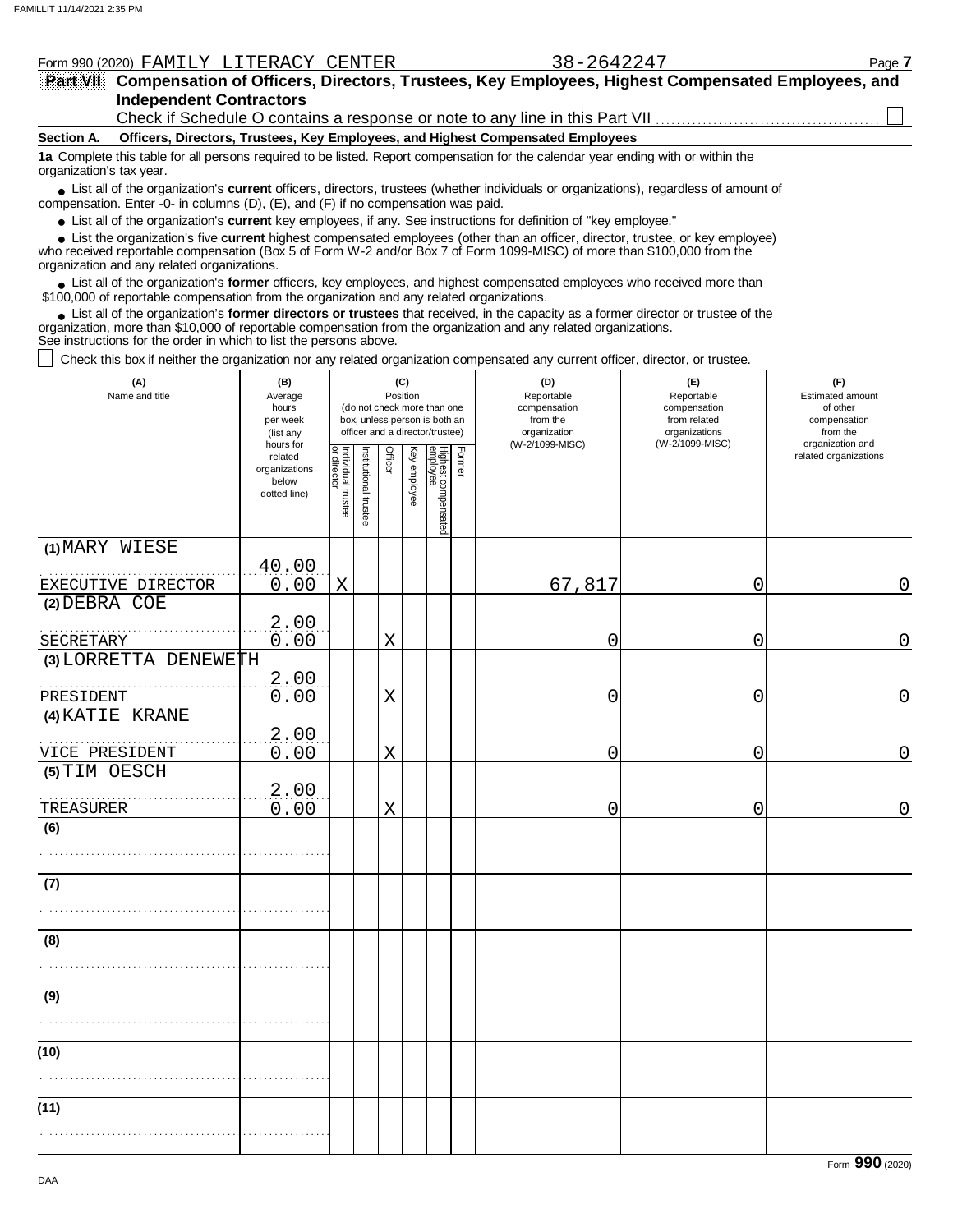Form 990 (2020) FAMILY LITERACY CENTER 38-2642247 Page 7

**Part VII Compensation of Officers, Directors, Trustees, Key Employees, Highest Compensated Employees, and Independent Contractors**

Check if Schedule O contains a response or note to any line in this Part VII ☐

**Section A. Officers, Directors, Trustees, Key Employees, and Highest Compensated Employees**

**1a** Complete this table for all persons required to be listed. Report compensation for the calendar year ending with or within the organization's tax year.

- List all of the organization's **current** officers, directors, trustees (whether individuals or organizations), regardless of amount of compensation. Enter -0- in columns (D), (E), and (F) if no compensation was paid.
- List all of the organization's **current** key employees, if any. See instructions for definition of "key employee."
- List the organization's five **current** highest compensated employees (other than an officer, director, trustee, or key employee) who received reportable compensation (Box 5 of Form W-2 and/or Box 7 of Form 1099-MISC) of more than $100,000 from the organization and any related organizations.
- List all of the organization's **former** officers, key employees, and highest compensated employees who received more than $100,000 of reportable compensation from the organization and any related organizations.
- List all of the organization's **former directors or trustees** that received, in the capacity as a former director or trustee of the organization, more than $10,000 of reportable compensation from the organization and any related organizations.

See instructions for the order in which to list the persons above.

☐ Check this box if neither the organization nor any related organization compensated any current officer, director, or trustee.

| (A) Name and title | (B) Average hours per week (list any hours for related organizations below dotted line) | (C) Position: Individual trustee or director | Institutional trustee | Officer | Key employee | Highest compensated employee | Former | (D) Reportable compensation from the organization (W-2/1099-MISC) | (E) Reportable compensation from related organizations (W-2/1099-MISC) | (F) Estimated amount of other compensation from the organization and related organizations |
|---|---|---|---|---|---|---|---|---|---|---|
| (1) MARY WIESE<br>EXECUTIVE DIRECTOR | 40.00<br>0.00 | X | | | | | | 67,817 | 0 | 0 |
| (2) DEBRA COE<br>SECRETARY | 2.00<br>0.00 | | | X | | | | 0 | 0 | 0 |
| (3) LORRETTA DENEWETH<br>PRESIDENT | 2.00<br>0.00 | | | X | | | | 0 | 0 | 0 |
| (4) KATIE KRANE<br>VICE PRESIDENT | 2.00<br>0.00 | | | X | | | | 0 | 0 | 0 |
| (5) TIM OESCH<br>TREASURER | 2.00<br>0.00 | | | X | | | | 0 | 0 | 0 |
| (6) | | | | | | | | | | |
| (7) | | | | | | | | | | |
| (8) | | | | | | | | | | |
| (9) | | | | | | | | | | |
| (10) | | | | | | | | | | |
| (11) | | | | | | | | | | |

Form **990** (2020)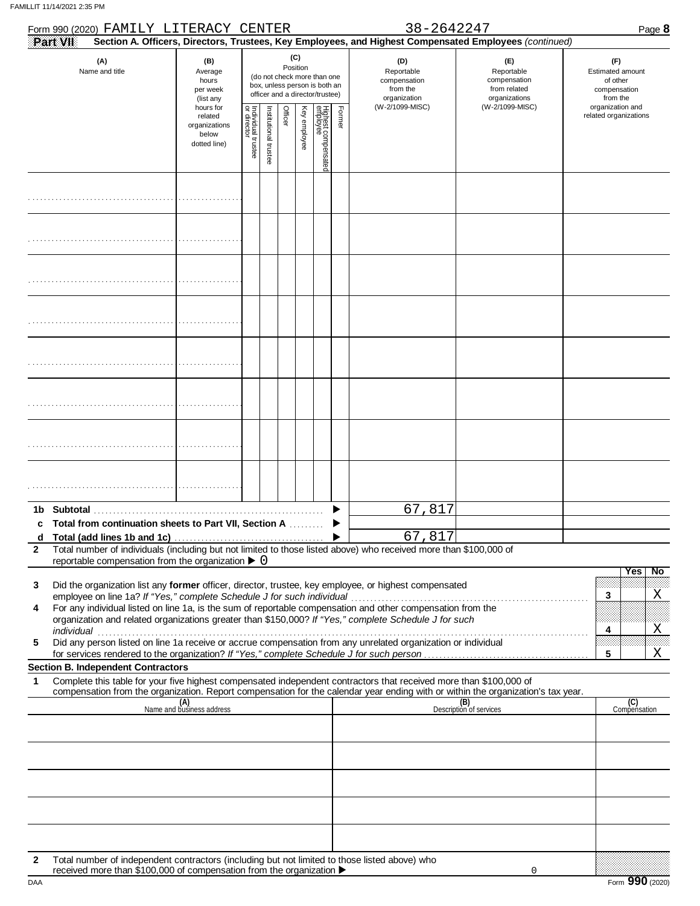Form 990 (2020) FAMILY LITERACY CENTER 38-2642247 Page **8**

**Part VII** **Section A. Officers, Directors, Trustees, Key Employees, and Highest Compensated Employees** *(continued)*

| (A) Name and title | (B) Average hours per week (list any hours for related organizations below dotted line) | (C) Position (do not check more than one box, unless person is both an officer and a director/trustee): Individual trustee or director | Institutional trustee | Officer | Key employee | Highest compensated employee | Former | (D) Reportable compensation from the organization (W-2/1099-MISC) | (E) Reportable compensation from related organizations (W-2/1099-MISC) | (F) Estimated amount of other compensation from the organization and related organizations |
|---|---|---|---|---|---|---|---|---|---|---|
| | | | | | | | | | | |
| | | | | | | | | | | |
| | | | | | | | | | | |
| | | | | | | | | | | |
| | | | | | | | | | | |
| | | | | | | | | | | |
| | | | | | | | | | | |
| | | | | | | | | | | |

| | | (D) | (E) | (F) |
|---|---|---|---|---|
| **1b** | **Subtotal** | 67,817 | | |
| **c** | **Total from continuation sheets to Part VII, Section A** | | | |
| **d** | **Total (add lines 1b and 1c)** | 67,817 | | |

**2** Total number of individuals (including but not limited to those listed above) who received more than $100,000 of reportable compensation from the organization ▶ 0

| | | | Yes | No |
|---|---|---|---|---|
| **3** | Did the organization list any **former** officer, director, trustee, key employee, or highest compensated employee on line 1a? *If "Yes," complete Schedule J for such individual* | 3 | | X |
| **4** | For any individual listed on line 1a, is the sum of reportable compensation and other compensation from the organization and related organizations greater than $150,000? *If "Yes," complete Schedule J for such individual* | 4 | | X |
| **5** | Did any person listed on line 1a receive or accrue compensation from any unrelated organization or individual for services rendered to the organization? *If "Yes," complete Schedule J for such person* | 5 | | X |

**Section B. Independent Contractors**

**1** Complete this table for your five highest compensated independent contractors that received more than $100,000 of compensation from the organization. Report compensation for the calendar year ending with or within the organization's tax year.

| (A) Name and business address | (B) Description of services | (C) Compensation |
|---|---|---|
| | | |
| | | |
| | | |
| | | |
| | | |

**2** Total number of independent contractors (including but not limited to those listed above) who received more than $100,000 of compensation from the organization ▶ 0

Form **990** (2020)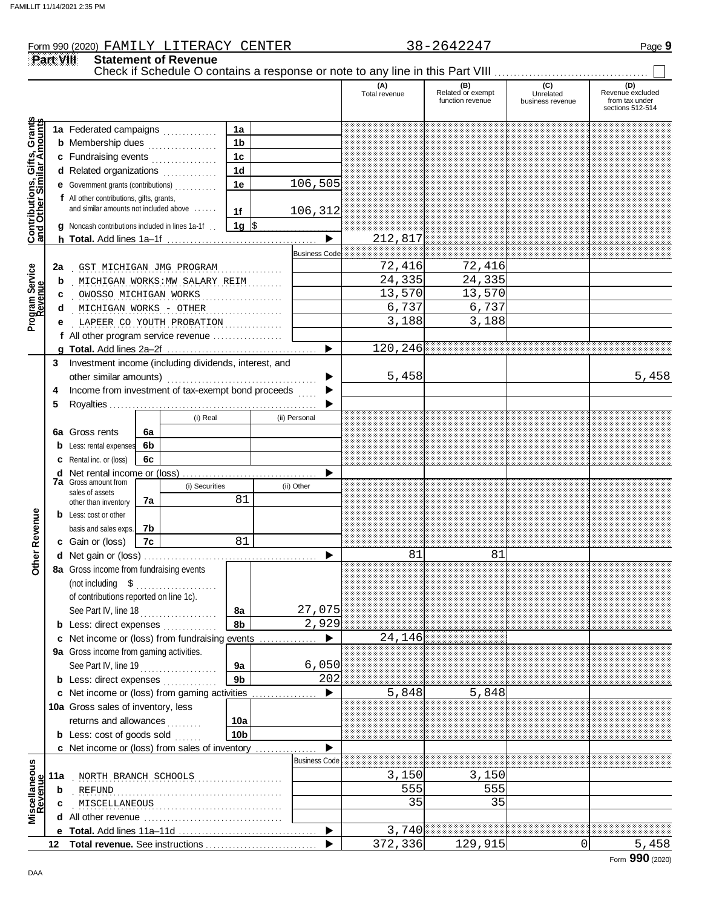Form 990 (2020) FAMILY LITERACY CENTER 38-2642247 Page **9**

**Part VIII Statement of Revenue**

Check if Schedule O contains a response or note to any line in this Part VIII ☐

| | | | (A) Total revenue | (B) Related or exempt function revenue | (C) Unrelated business revenue | (D) Revenue excluded from tax under sections 512-514 |
|---|---|---|---|---|---|---|
| **Contributions, Gifts, Grants and Other Similar Amounts** | 1a Federated campaigns | 1a | | | | |
| | b Membership dues | 1b | | | | |
| | c Fundraising events | 1c | | | | |
| | d Related organizations | 1d | | | | |
| | e Government grants (contributions) | 1e 106,505 | | | | |
| | f All other contributions, gifts, grants, and similar amounts not included above | 1f 106,312 | | | | |
| | g Noncash contributions included in lines 1a-1f | 1g $ | | | | |
| | h **Total.** Add lines 1a–1f | ▶ | 212,817 | | | |
| **Program Service Revenue** | | Business Code | | | | |
| | 2a GST MICHIGAN JMG PROGRAM | | 72,416 | 72,416 | | |
| | b MICHIGAN WORKS:MW SALARY REIM | | 24,335 | 24,335 | | |
| | c OWOSSO MICHIGAN WORKS | | 13,570 | 13,570 | | |
| | d MICHIGAN WORKS - OTHER | | 6,737 | 6,737 | | |
| | e LAPEER CO YOUTH PROBATION | | 3,188 | 3,188 | | |
| | f All other program service revenue | | | | | |
| | g **Total.** Add lines 2a–2f | ▶ | 120,246 | | | |
| **Other Revenue** | 3 Investment income (including dividends, interest, and other similar amounts) | ▶ | 5,458 | | | 5,458 |
| | 4 Income from investment of tax-exempt bond proceeds | ▶ | | | | |
| | 5 Royalties | ▶ | | | | |
| | 6a Gross rents — (i) Real: ; (ii) Personal: | 6a | | | | |
| | b Less: rental expenses | 6b | | | | |
| | c Rental inc. or (loss) | 6c | | | | |
| | d Net rental income or (loss) | ▶ | | | | |
| | 7a Gross amount from sales of assets other than inventory — (i) Securities: 81; (ii) Other: | 7a | | | | |
| | b Less: cost or other basis and sales exps. | 7b | | | | |
| | c Gain or (loss) — (i) Securities: 81; (ii) Other: | 7c | | | | |
| | d Net gain or (loss) | ▶ | 81 | 81 | | |
| | 8a Gross income from fundraising events (not including $ ........ of contributions reported on line 1c). See Part IV, line 18 | 8a 27,075 | | | | |
| | b Less: direct expenses | 8b 2,929 | | | | |
| | c Net income or (loss) from fundraising events | ▶ | 24,146 | | | |
| | 9a Gross income from gaming activities. See Part IV, line 19 | 9a 6,050 | | | | |
| | b Less: direct expenses | 9b 202 | | | | |
| | c Net income or (loss) from gaming activities | ▶ | 5,848 | 5,848 | | |
| | 10a Gross sales of inventory, less returns and allowances | 10a | | | | |
| | b Less: cost of goods sold | 10b | | | | |
| | c Net income or (loss) from sales of inventory | ▶ | | | | |
| **Miscellaneous Revenue** | | Business Code | | | | |
| | 11a NORTH BRANCH SCHOOLS | | 3,150 | 3,150 | | |
| | b REFUND | | 555 | 555 | | |
| | c MISCELLANEOUS | | 35 | 35 | | |
| | d All other revenue | | | | | |
| | e **Total.** Add lines 11a–11d | ▶ | 3,740 | | | |
| | 12 **Total revenue.** See instructions | ▶ | 372,336 | 129,915 | 0 | 5,458 |

Form **990** (2020)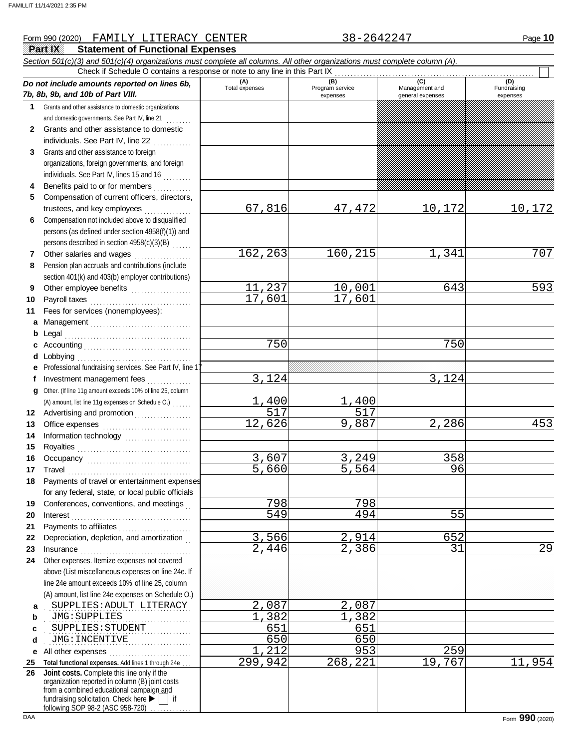Form 990 (2020) FAMILY LITERACY CENTER 38-2642247

## Part IX Statement of Functional Expenses

*Section 501(c)(3) and 501(c)(4) organizations must complete all columns. All other organizations must complete column (A).*

Check if Schedule O contains a response or note to any line in this Part IX ☐

| *Do not include amounts reported on lines 6b, 7b, 8b, 9b, and 10b of Part VIII.* | (A) Total expenses | (B) Program service expenses | (C) Management and general expenses | (D) Fundraising expenses |
|---|---|---|---|---|
| 1 Grants and other assistance to domestic organizations and domestic governments. See Part IV, line 21 | | | | |
| 2 Grants and other assistance to domestic individuals. See Part IV, line 22 | | | | |
| 3 Grants and other assistance to foreign organizations, foreign governments, and foreign individuals. See Part IV, lines 15 and 16 | | | | |
| 4 Benefits paid to or for members | | | | |
| 5 Compensation of current officers, directors, trustees, and key employees | 67,816 | 47,472 | 10,172 | 10,172 |
| 6 Compensation not included above to disqualified persons (as defined under section 4958(f)(1)) and persons described in section 4958(c)(3)(B) | | | | |
| 7 Other salaries and wages | 162,263 | 160,215 | 1,341 | 707 |
| 8 Pension plan accruals and contributions (include section 401(k) and 403(b) employer contributions) | | | | |
| 9 Other employee benefits | 11,237 | 10,001 | 643 | 593 |
| 10 Payroll taxes | 17,601 | 17,601 | | |
| 11 Fees for services (nonemployees): | | | | |
| a Management | | | | |
| b Legal | | | | |
| c Accounting | 750 | | 750 | |
| d Lobbying | | | | |
| e Professional fundraising services. See Part IV, line 17 | | | | |
| f Investment management fees | 3,124 | | 3,124 | |
| g Other. (If line 11g amount exceeds 10% of line 25, column (A) amount, list line 11g expenses on Schedule O.) | 1,400 | 1,400 | | |
| 12 Advertising and promotion | 517 | 517 | | |
| 13 Office expenses | 12,626 | 9,887 | 2,286 | 453 |
| 14 Information technology | | | | |
| 15 Royalties | | | | |
| 16 Occupancy | 3,607 | 3,249 | 358 | |
| 17 Travel | 5,660 | 5,564 | 96 | |
| 18 Payments of travel or entertainment expenses for any federal, state, or local public officials | | | | |
| 19 Conferences, conventions, and meetings | 798 | 798 | | |
| 20 Interest | 549 | 494 | 55 | |
| 21 Payments to affiliates | | | | |
| 22 Depreciation, depletion, and amortization | 3,566 | 2,914 | 652 | |
| 23 Insurance | 2,446 | 2,386 | 31 | 29 |
| 24 Other expenses. Itemize expenses not covered above (List miscellaneous expenses on line 24e. If line 24e amount exceeds 10% of line 25, column (A) amount, list line 24e expenses on Schedule O.) | | | | |
| a SUPPLIES:ADULT LITERACY | 2,087 | 2,087 | | |
| b JMG:SUPPLIES | 1,382 | 1,382 | | |
| c SUPPLIES:STUDENT | 651 | 651 | | |
| d JMG:INCENTIVE | 650 | 650 | | |
| e All other expenses | 1,212 | 953 | 259 | |
| 25 **Total functional expenses.** Add lines 1 through 24e | 299,942 | 268,221 | 19,767 | 11,954 |
| 26 **Joint costs.** Complete this line only if the organization reported in column (B) joint costs from a combined educational campaign and fundraising solicitation. Check here ▶ ☐ if following SOP 98-2 (ASC 958-720) | | | | |

Form **990** (2020)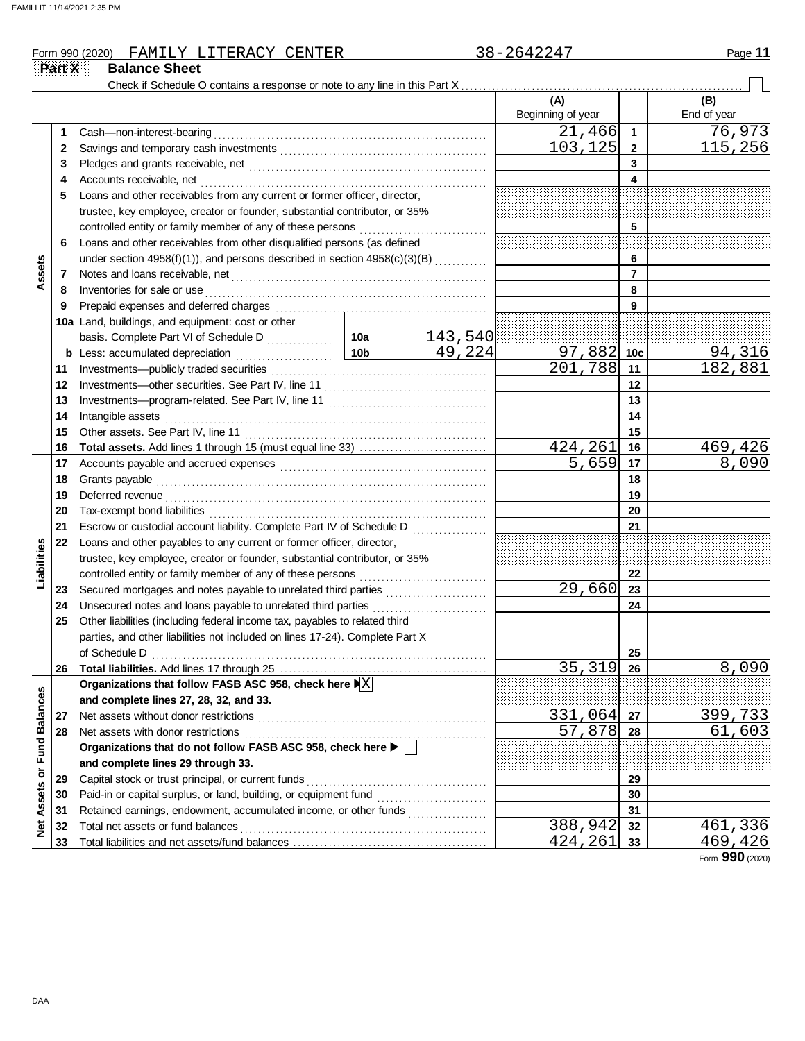Form 990 (2020) FAMILY LITERACY CENTER 38-2642247

**Part X Balance Sheet**

Check if Schedule O contains a response or note to any line in this Part X ☐

| Section | Line | Description | | (A) Beginning of year | Line | (B) End of year |
|---|---|---|---|---|---|---|
| Assets | 1 | Cash—non-interest-bearing | | 21,466 | 1 | 76,973 |
| | 2 | Savings and temporary cash investments | | 103,125 | 2 | 115,256 |
| | 3 | Pledges and grants receivable, net | | | 3 | |
| | 4 | Accounts receivable, net | | | 4 | |
| | 5 | Loans and other receivables from any current or former officer, director, trustee, key employee, creator or founder, substantial contributor, or 35% controlled entity or family member of any of these persons | | | 5 | |
| | 6 | Loans and other receivables from other disqualified persons (as defined under section 4958(f)(1)), and persons described in section 4958(c)(3)(B) | | | 6 | |
| | 7 | Notes and loans receivable, net | | | 7 | |
| | 8 | Inventories for sale or use | | | 8 | |
| | 9 | Prepaid expenses and deferred charges | | | 9 | |
| | 10a | Land, buildings, and equipment: cost or other basis. Complete Part VI of Schedule D | 10a 143,540 | | | |
| | b | Less: accumulated depreciation | 10b 49,224 | 97,882 | 10c | 94,316 |
| | 11 | Investments—publicly traded securities | | 201,788 | 11 | 182,881 |
| | 12 | Investments—other securities. See Part IV, line 11 | | | 12 | |
| | 13 | Investments—program-related. See Part IV, line 11 | | | 13 | |
| | 14 | Intangible assets | | | 14 | |
| | 15 | Other assets. See Part IV, line 11 | | | 15 | |
| | 16 | **Total assets.** Add lines 1 through 15 (must equal line 33) | | 424,261 | 16 | 469,426 |
| Liabilities | 17 | Accounts payable and accrued expenses | | 5,659 | 17 | 8,090 |
| | 18 | Grants payable | | | 18 | |
| | 19 | Deferred revenue | | | 19 | |
| | 20 | Tax-exempt bond liabilities | | | 20 | |
| | 21 | Escrow or custodial account liability. Complete Part IV of Schedule D | | | 21 | |
| | 22 | Loans and other payables to any current or former officer, director, trustee, key employee, creator or founder, substantial contributor, or 35% controlled entity or family member of any of these persons | | | 22 | |
| | 23 | Secured mortgages and notes payable to unrelated third parties | | 29,660 | 23 | |
| | 24 | Unsecured notes and loans payable to unrelated third parties | | | 24 | |
| | 25 | Other liabilities (including federal income tax, payables to related third parties, and other liabilities not included on lines 17-24). Complete Part X of Schedule D | | | 25 | |
| | 26 | **Total liabilities.** Add lines 17 through 25 | | 35,319 | 26 | 8,090 |
| Net Assets or Fund Balances | | **Organizations that follow FASB ASC 958, check here** ☒ **and complete lines 27, 28, 32, and 33.** | | | | |
| | 27 | Net assets without donor restrictions | | 331,064 | 27 | 399,733 |
| | 28 | Net assets with donor restrictions | | 57,878 | 28 | 61,603 |
| | | **Organizations that do not follow FASB ASC 958, check here** ☐ **and complete lines 29 through 33.** | | | | |
| | 29 | Capital stock or trust principal, or current funds | | | 29 | |
| | 30 | Paid-in or capital surplus, or land, building, or equipment fund | | | 30 | |
| | 31 | Retained earnings, endowment, accumulated income, or other funds | | | 31 | |
| | 32 | Total net assets or fund balances | | 388,942 | 32 | 461,336 |
| | 33 | Total liabilities and net assets/fund balances | | 424,261 | 33 | 469,426 |

Form **990** (2020)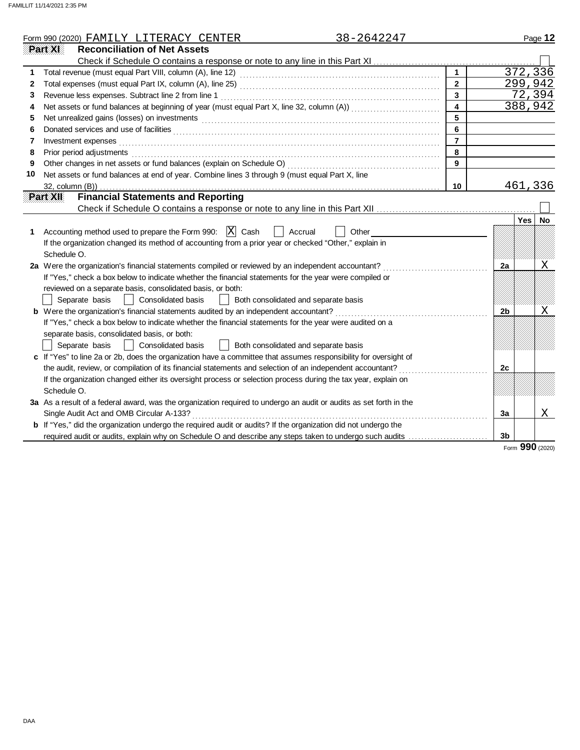Form 990 (2020) FAMILY LITERACY CENTER 38-2642247

## Part XI Reconciliation of Net Assets

Check if Schedule O contains a response or note to any line in this Part XI ☐

| | | | |
|---|---|---|---|
| 1 | Total revenue (must equal Part VIII, column (A), line 12) | 1 | 372,336 |
| 2 | Total expenses (must equal Part IX, column (A), line 25) | 2 | 299,942 |
| 3 | Revenue less expenses. Subtract line 2 from line 1 | 3 | 72,394 |
| 4 | Net assets or fund balances at beginning of year (must equal Part X, line 32, column (A)) | 4 | 388,942 |
| 5 | Net unrealized gains (losses) on investments | 5 | |
| 6 | Donated services and use of facilities | 6 | |
| 7 | Investment expenses | 7 | |
| 8 | Prior period adjustments | 8 | |
| 9 | Other changes in net assets or fund balances (explain on Schedule O) | 9 | |
| 10 | Net assets or fund balances at end of year. Combine lines 3 through 9 (must equal Part X, line 32, column (B)) | 10 | 461,336 |

## Part XII Financial Statements and Reporting

Check if Schedule O contains a response or note to any line in this Part XII ☐

| | | | Yes | No |
|---|---|---|---|---|
| 1 | Accounting method used to prepare the Form 990: ☒ Cash ☐ Accrual ☐ Other<br>If the organization changed its method of accounting from a prior year or checked "Other," explain in Schedule O. | | | |
| 2a | Were the organization's financial statements compiled or reviewed by an independent accountant?<br>If "Yes," check a box below to indicate whether the financial statements for the year were compiled or reviewed on a separate basis, consolidated basis, or both:<br>☐ Separate basis ☐ Consolidated basis ☐ Both consolidated and separate basis | 2a | | X |
| b | Were the organization's financial statements audited by an independent accountant?<br>If "Yes," check a box below to indicate whether the financial statements for the year were audited on a separate basis, consolidated basis, or both:<br>☐ Separate basis ☐ Consolidated basis ☐ Both consolidated and separate basis | 2b | | X |
| c | If "Yes" to line 2a or 2b, does the organization have a committee that assumes responsibility for oversight of the audit, review, or compilation of its financial statements and selection of an independent accountant?<br>If the organization changed either its oversight process or selection process during the tax year, explain on Schedule O. | 2c | | |
| 3a | As a result of a federal award, was the organization required to undergo an audit or audits as set forth in the Single Audit Act and OMB Circular A-133? | 3a | | X |
| b | If "Yes," did the organization undergo the required audit or audits? If the organization did not undergo the required audit or audits, explain why on Schedule O and describe any steps taken to undergo such audits | 3b | | |

Form **990** (2020)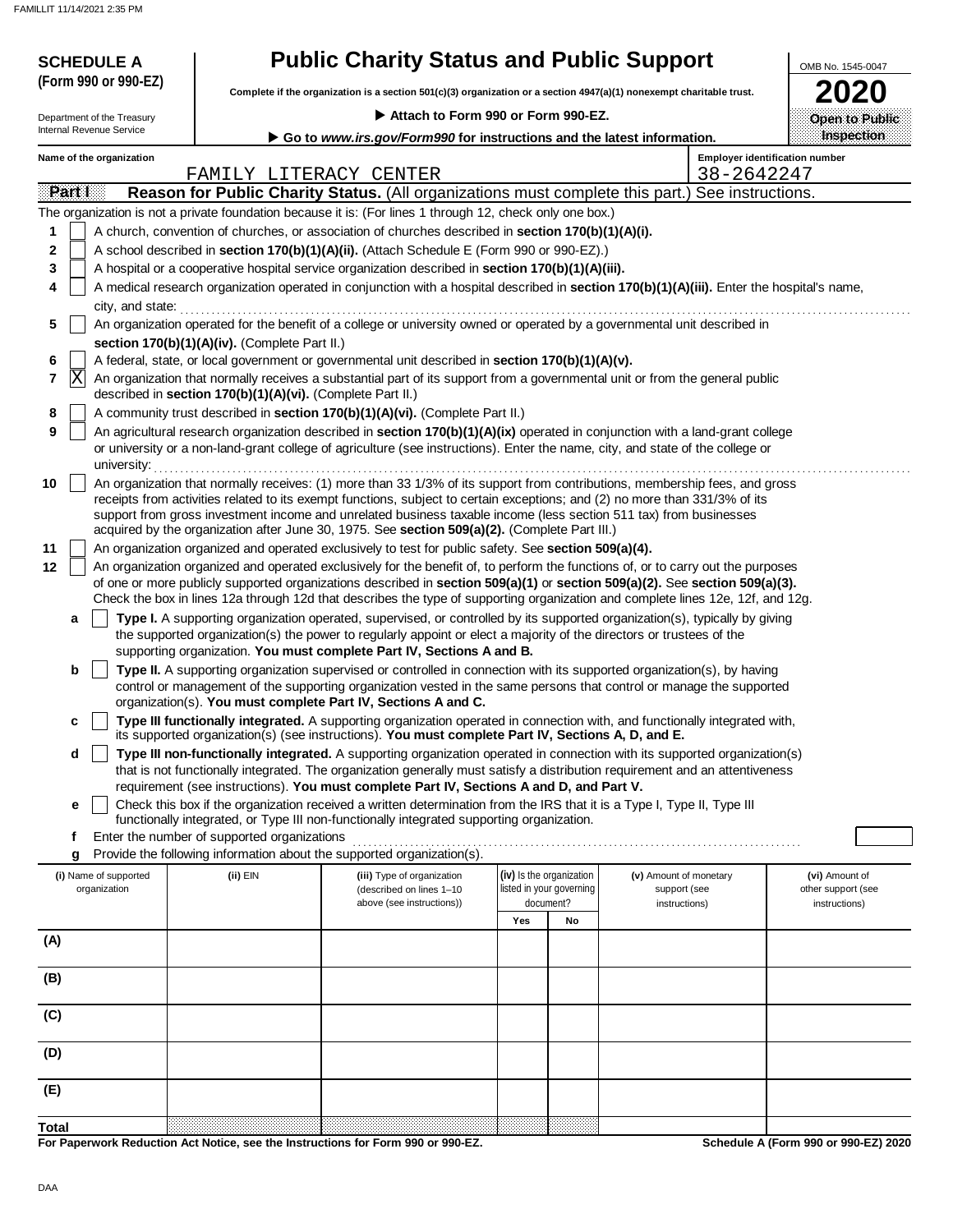**SCHEDULE A**
**(Form 990 or 990-EZ)**

Department of the Treasury
Internal Revenue Service

# Public Charity Status and Public Support

**Complete if the organization is a section 501(c)(3) organization or a section 4947(a)(1) nonexempt charitable trust.**

▶ **Attach to Form 990 or Form 990-EZ.**

▶ **Go to *www.irs.gov/Form990* for instructions and the latest information.**

OMB No. 1545-0047

**2020**

**Open to Public Inspection**

**Name of the organization**: FAMILY LITERACY CENTER

**Employer identification number**: 38-2642247

## Part I — Reason for Public Charity Status. (All organizations must complete this part.) See instructions.

The organization is not a private foundation because it is: (For lines 1 through 12, check only one box.)

1. [ ] A church, convention of churches, or association of churches described in **section 170(b)(1)(A)(i).**
2. [ ] A school described in **section 170(b)(1)(A)(ii).** (Attach Schedule E (Form 990 or 990-EZ).)
3. [ ] A hospital or a cooperative hospital service organization described in **section 170(b)(1)(A)(iii).**
4. [ ] A medical research organization operated in conjunction with a hospital described in **section 170(b)(1)(A)(iii).** Enter the hospital's name, city, and state:
5. [ ] An organization operated for the benefit of a college or university owned or operated by a governmental unit described in **section 170(b)(1)(A)(iv).** (Complete Part II.)
6. [ ] A federal, state, or local government or governmental unit described in **section 170(b)(1)(A)(v).**
7. [X] An organization that normally receives a substantial part of its support from a governmental unit or from the general public described in **section 170(b)(1)(A)(vi).** (Complete Part II.)
8. [ ] A community trust described in **section 170(b)(1)(A)(vi).** (Complete Part II.)
9. [ ] An agricultural research organization described in **section 170(b)(1)(A)(ix)** operated in conjunction with a land-grant college or university or a non-land-grant college of agriculture (see instructions). Enter the name, city, and state of the college or university:
10. [ ] An organization that normally receives: (1) more than 33 1/3% of its support from contributions, membership fees, and gross receipts from activities related to its exempt functions, subject to certain exceptions; and (2) no more than 331/3% of its support from gross investment income and unrelated business taxable income (less section 511 tax) from businesses acquired by the organization after June 30, 1975. See **section 509(a)(2).** (Complete Part III.)
11. [ ] An organization organized and operated exclusively to test for public safety. See **section 509(a)(4).**
12. [ ] An organization organized and operated exclusively for the benefit of, to perform the functions of, or to carry out the purposes of one or more publicly supported organizations described in **section 509(a)(1)** or **section 509(a)(2).** See **section 509(a)(3).** Check the box in lines 12a through 12d that describes the type of supporting organization and complete lines 12e, 12f, and 12g.
   - **a** [ ] **Type I.** A supporting organization operated, supervised, or controlled by its supported organization(s), typically by giving the supported organization(s) the power to regularly appoint or elect a majority of the directors or trustees of the supporting organization. **You must complete Part IV, Sections A and B.**
   - **b** [ ] **Type II.** A supporting organization supervised or controlled in connection with its supported organization(s), by having control or management of the supporting organization vested in the same persons that control or manage the supported organization(s). **You must complete Part IV, Sections A and C.**
   - **c** [ ] **Type III functionally integrated.** A supporting organization operated in connection with, and functionally integrated with, its supported organization(s) (see instructions). **You must complete Part IV, Sections A, D, and E.**
   - **d** [ ] **Type III non-functionally integrated.** A supporting organization operated in connection with its supported organization(s) that is not functionally integrated. The organization generally must satisfy a distribution requirement and an attentiveness requirement (see instructions). **You must complete Part IV, Sections A and D, and Part V.**
   - **e** [ ] Check this box if the organization received a written determination from the IRS that it is a Type I, Type II, Type III functionally integrated, or Type III non-functionally integrated supporting organization.
   - **f** Enter the number of supported organizations
   - **g** Provide the following information about the supported organization(s).

| (i) Name of supported organization | (ii) EIN | (iii) Type of organization (described on lines 1–10 above (see instructions)) | (iv) Is the organization listed in your governing document? Yes | No | (v) Amount of monetary support (see instructions) | (vi) Amount of other support (see instructions) |
|---|---|---|---|---|---|---|
| (A) | | | | | | |
| (B) | | | | | | |
| (C) | | | | | | |
| (D) | | | | | | |
| (E) | | | | | | |
| Total | | | | | | |

**For Paperwork Reduction Act Notice, see the Instructions for Form 990 or 990-EZ.** **Schedule A (Form 990 or 990-EZ) 2020**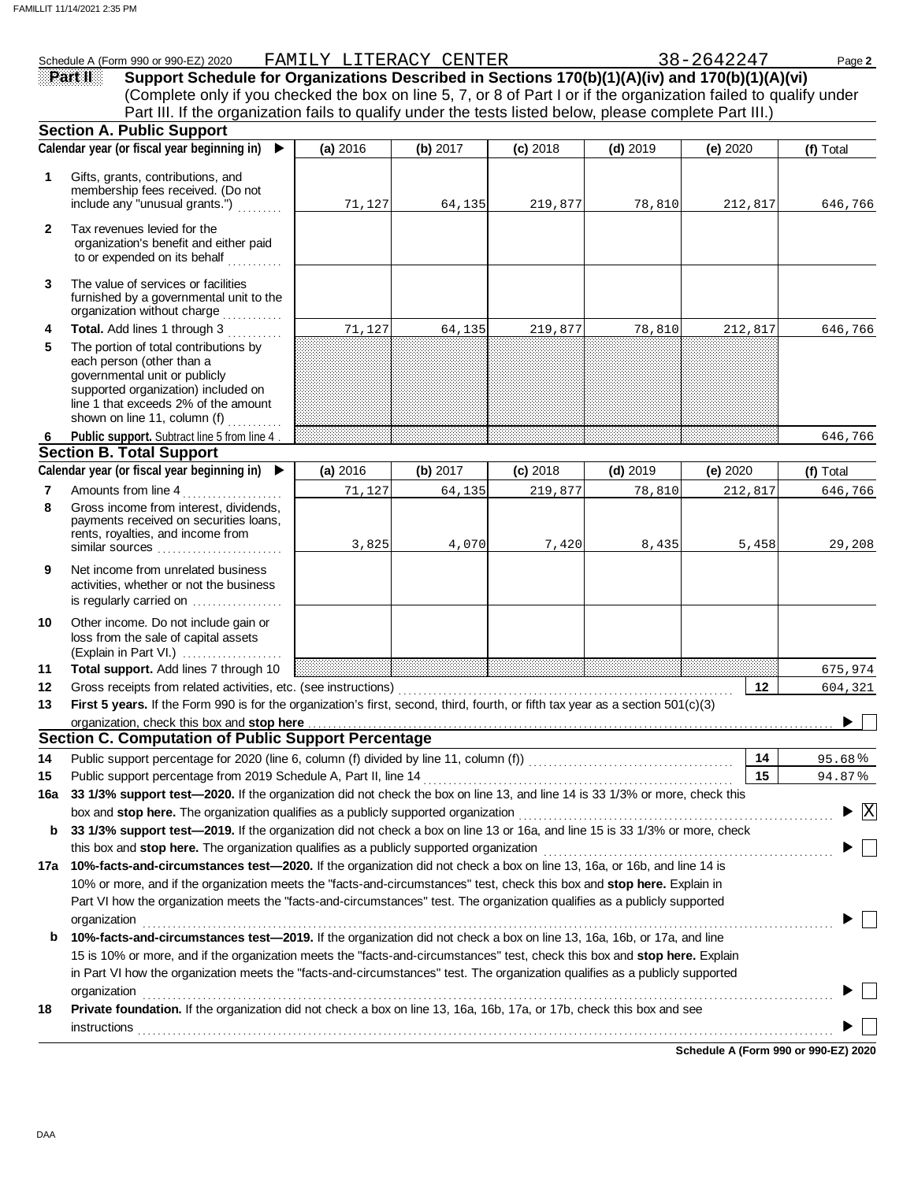Schedule A (Form 990 or 990-EZ) 2020 FAMILY LITERACY CENTER 38-2642247

## Part II Support Schedule for Organizations Described in Sections 170(b)(1)(A)(iv) and 170(b)(1)(A)(vi)

(Complete only if you checked the box on line 5, 7, or 8 of Part I or if the organization failed to qualify under Part III. If the organization fails to qualify under the tests listed below, please complete Part III.)

### Section A. Public Support

| Calendar year (or fiscal year beginning in) ▶ | (a) 2016 | (b) 2017 | (c) 2018 | (d) 2019 | (e) 2020 | (f) Total |
|---|---|---|---|---|---|---|
| **1** Gifts, grants, contributions, and membership fees received. (Do not include any "unusual grants.") | 71,127 | 64,135 | 219,877 | 78,810 | 212,817 | 646,766 |
| **2** Tax revenues levied for the organization's benefit and either paid to or expended on its behalf | | | | | | |
| **3** The value of services or facilities furnished by a governmental unit to the organization without charge | | | | | | |
| **4** **Total.** Add lines 1 through 3 | 71,127 | 64,135 | 219,877 | 78,810 | 212,817 | 646,766 |
| **5** The portion of total contributions by each person (other than a governmental unit or publicly supported organization) included on line 1 that exceeds 2% of the amount shown on line 11, column (f) | | | | | | |
| **6** **Public support.** Subtract line 5 from line 4 | | | | | | 646,766 |

### Section B. Total Support

| Calendar year (or fiscal year beginning in) ▶ | (a) 2016 | (b) 2017 | (c) 2018 | (d) 2019 | (e) 2020 | (f) Total |
|---|---|---|---|---|---|---|
| **7** Amounts from line 4 | 71,127 | 64,135 | 219,877 | 78,810 | 212,817 | 646,766 |
| **8** Gross income from interest, dividends, payments received on securities loans, rents, royalties, and income from similar sources | 3,825 | 4,070 | 7,420 | 8,435 | 5,458 | 29,208 |
| **9** Net income from unrelated business activities, whether or not the business is regularly carried on | | | | | | |
| **10** Other income. Do not include gain or loss from the sale of capital assets (Explain in Part VI.) | | | | | | |
| **11** **Total support.** Add lines 7 through 10 | | | | | | 675,974 |

**12** Gross receipts from related activities, etc. (see instructions) — **12** — 604,321

**13** **First 5 years.** If the Form 990 is for the organization's first, second, third, fourth, or fifth tax year as a section 501(c)(3) organization, check this box and **stop here** ▶ ☐

### Section C. Computation of Public Support Percentage

**14** Public support percentage for 2020 (line 6, column (f) divided by line 11, column (f)) — **14** — 95.68 %

**15** Public support percentage from 2019 Schedule A, Part II, line 14 — **15** — 94.87 %

**16a** **33 1/3% support test—2020.** If the organization did not check the box on line 13, and line 14 is 33 1/3% or more, check this box and **stop here.** The organization qualifies as a publicly supported organization ▶ ☒

**b** **33 1/3% support test—2019.** If the organization did not check a box on line 13 or 16a, and line 15 is 33 1/3% or more, check this box and **stop here.** The organization qualifies as a publicly supported organization ▶ ☐

**17a** **10%-facts-and-circumstances test—2020.** If the organization did not check a box on line 13, 16a, or 16b, and line 14 is 10% or more, and if the organization meets the "facts-and-circumstances" test, check this box and **stop here.** Explain in Part VI how the organization meets the "facts-and-circumstances" test. The organization qualifies as a publicly supported organization ▶ ☐

**b** **10%-facts-and-circumstances test—2019.** If the organization did not check a box on line 13, 16a, 16b, or 17a, and line 15 is 10% or more, and if the organization meets the "facts-and-circumstances" test, check this box and **stop here.** Explain in Part VI how the organization meets the "facts-and-circumstances" test. The organization qualifies as a publicly supported organization ▶ ☐

**18** **Private foundation.** If the organization did not check a box on line 13, 16a, 16b, 17a, or 17b, check this box and see instructions ▶ ☐

**Schedule A (Form 990 or 990-EZ) 2020**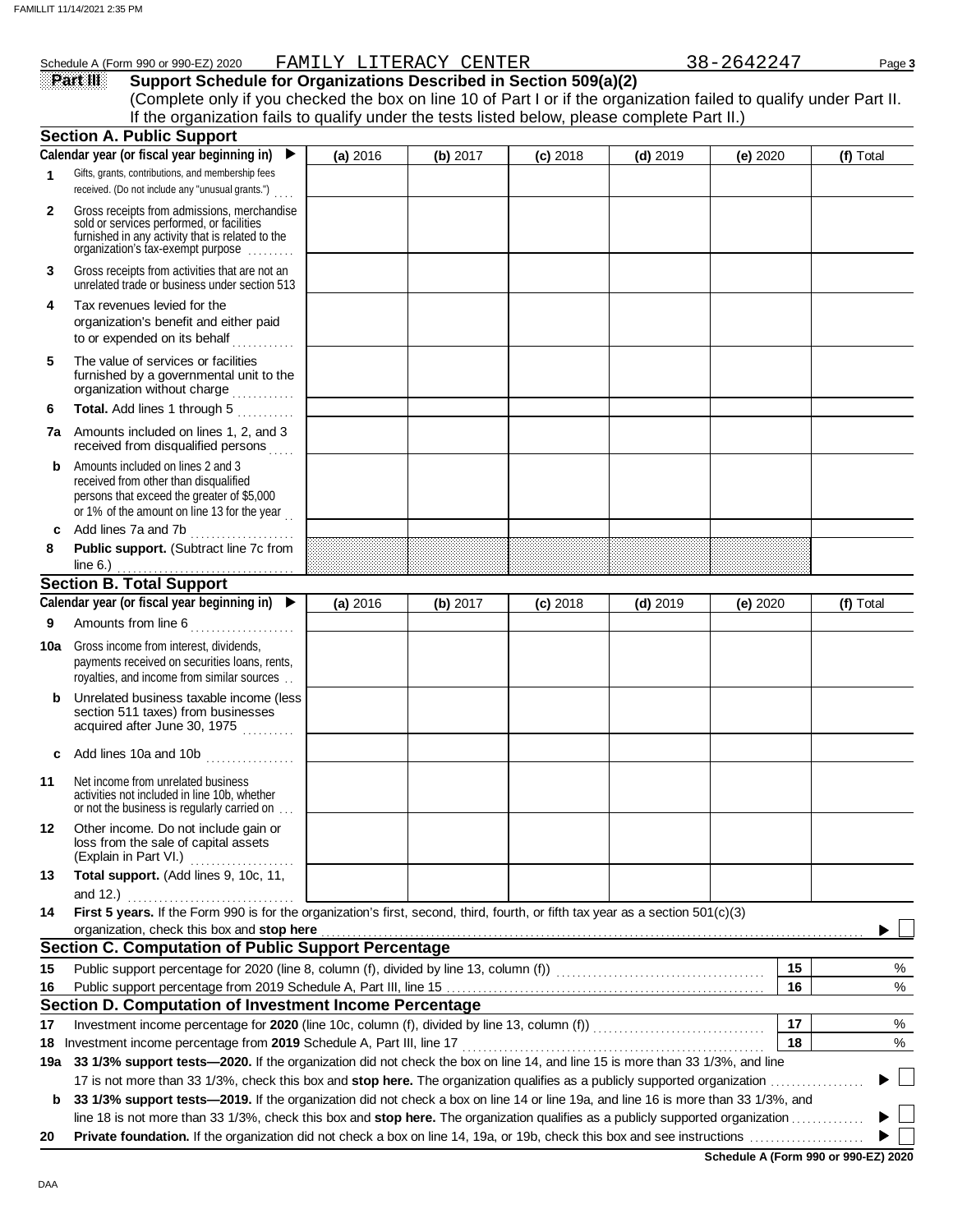Schedule A (Form 990 or 990-EZ) 2020 FAMILY LITERACY CENTER 38-2642247

## Part III Support Schedule for Organizations Described in Section 509(a)(2)

(Complete only if you checked the box on line 10 of Part I or if the organization failed to qualify under Part II. If the organization fails to qualify under the tests listed below, please complete Part II.)

### Section A. Public Support

| Calendar year (or fiscal year beginning in) ▶ | (a) 2016 | (b) 2017 | (c) 2018 | (d) 2019 | (e) 2020 | (f) Total |
|---|---|---|---|---|---|---|
| 1 Gifts, grants, contributions, and membership fees received. (Do not include any "unusual grants.") | | | | | | |
| 2 Gross receipts from admissions, merchandise sold or services performed, or facilities furnished in any activity that is related to the organization's tax-exempt purpose | | | | | | |
| 3 Gross receipts from activities that are not an unrelated trade or business under section 513 | | | | | | |
| 4 Tax revenues levied for the organization's benefit and either paid to or expended on its behalf | | | | | | |
| 5 The value of services or facilities furnished by a governmental unit to the organization without charge | | | | | | |
| 6 **Total.** Add lines 1 through 5 | | | | | | |
| 7a Amounts included on lines 1, 2, and 3 received from disqualified persons | | | | | | |
| b Amounts included on lines 2 and 3 received from other than disqualified persons that exceed the greater of $5,000 or 1% of the amount on line 13 for the year | | | | | | |
| c Add lines 7a and 7b | | | | | | |
| 8 **Public support.** (Subtract line 7c from line 6.) | | | | | | |

### Section B. Total Support

| Calendar year (or fiscal year beginning in) ▶ | (a) 2016 | (b) 2017 | (c) 2018 | (d) 2019 | (e) 2020 | (f) Total |
|---|---|---|---|---|---|---|
| 9 Amounts from line 6 | | | | | | |
| 10a Gross income from interest, dividends, payments received on securities loans, rents, royalties, and income from similar sources | | | | | | |
| b Unrelated business taxable income (less section 511 taxes) from businesses acquired after June 30, 1975 | | | | | | |
| c Add lines 10a and 10b | | | | | | |
| 11 Net income from unrelated business activities not included in line 10b, whether or not the business is regularly carried on | | | | | | |
| 12 Other income. Do not include gain or loss from the sale of capital assets (Explain in Part VI.) | | | | | | |
| 13 **Total support.** (Add lines 9, 10c, 11, and 12.) | | | | | | |

14 **First 5 years.** If the Form 990 is for the organization's first, second, third, fourth, or fifth tax year as a section 501(c)(3) organization, check this box and **stop here** ▶ ☐

### Section C. Computation of Public Support Percentage

| | | | |
|---|---|---|---|
| 15 | Public support percentage for 2020 (line 8, column (f), divided by line 13, column (f)) | 15 | % |
| 16 | Public support percentage from 2019 Schedule A, Part III, line 15 | 16 | % |

### Section D. Computation of Investment Income Percentage

| | | | |
|---|---|---|---|
| 17 | Investment income percentage for **2020** (line 10c, column (f), divided by line 13, column (f)) | 17 | % |
| 18 | Investment income percentage from **2019** Schedule A, Part III, line 17 | 18 | % |

19a **33 1/3% support tests—2020.** If the organization did not check the box on line 14, and line 15 is more than 33 1/3%, and line 17 is not more than 33 1/3%, check this box and **stop here.** The organization qualifies as a publicly supported organization ▶ ☐

b **33 1/3% support tests—2019.** If the organization did not check a box on line 14 or line 19a, and line 16 is more than 33 1/3%, and line 18 is not more than 33 1/3%, check this box and **stop here.** The organization qualifies as a publicly supported organization ▶ ☐

20 **Private foundation.** If the organization did not check a box on line 14, 19a, or 19b, check this box and see instructions ▶ ☐

**Schedule A (Form 990 or 990-EZ) 2020**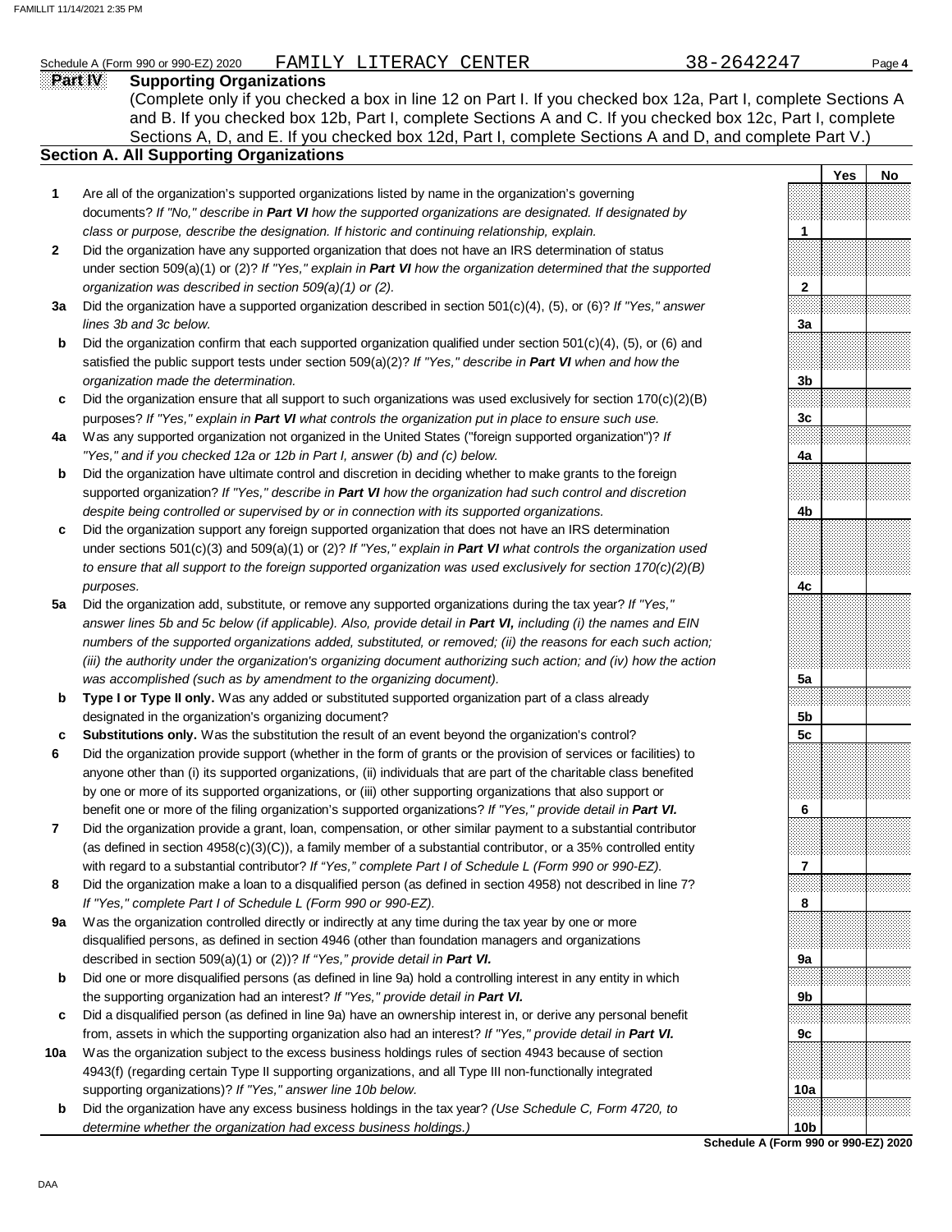Schedule A (Form 990 or 990-EZ) 2020 FAMILY LITERACY CENTER 38-2642247 Page **4**

## Part IV Supporting Organizations

(Complete only if you checked a box in line 12 on Part I. If you checked box 12a, Part I, complete Sections A and B. If you checked box 12b, Part I, complete Sections A and C. If you checked box 12c, Part I, complete Sections A, D, and E. If you checked box 12d, Part I, complete Sections A and D, and complete Part V.)

### Section A. All Supporting Organizations

| | | | Yes | No |
|---|---|---|---|---|
| **1** | Are all of the organization's supported organizations listed by name in the organization's governing documents? *If "No," describe in **Part VI** how the supported organizations are designated. If designated by class or purpose, describe the designation. If historic and continuing relationship, explain.* | **1** | | |
| **2** | Did the organization have any supported organization that does not have an IRS determination of status under section 509(a)(1) or (2)? *If "Yes," explain in **Part VI** how the organization determined that the supported organization was described in section 509(a)(1) or (2).* | **2** | | |
| **3a** | Did the organization have a supported organization described in section 501(c)(4), (5), or (6)? *If "Yes," answer lines 3b and 3c below.* | **3a** | | |
| **b** | Did the organization confirm that each supported organization qualified under section 501(c)(4), (5), or (6) and satisfied the public support tests under section 509(a)(2)? *If "Yes," describe in **Part VI** when and how the organization made the determination.* | **3b** | | |
| **c** | Did the organization ensure that all support to such organizations was used exclusively for section 170(c)(2)(B) purposes? *If "Yes," explain in **Part VI** what controls the organization put in place to ensure such use.* | **3c** | | |
| **4a** | Was any supported organization not organized in the United States ("foreign supported organization")? *If "Yes," and if you checked 12a or 12b in Part I, answer (b) and (c) below.* | **4a** | | |
| **b** | Did the organization have ultimate control and discretion in deciding whether to make grants to the foreign supported organization? *If "Yes," describe in **Part VI** how the organization had such control and discretion despite being controlled or supervised by or in connection with its supported organizations.* | **4b** | | |
| **c** | Did the organization support any foreign supported organization that does not have an IRS determination under sections 501(c)(3) and 509(a)(1) or (2)? *If "Yes," explain in **Part VI** what controls the organization used to ensure that all support to the foreign supported organization was used exclusively for section 170(c)(2)(B) purposes.* | **4c** | | |
| **5a** | Did the organization add, substitute, or remove any supported organizations during the tax year? *If "Yes," answer lines 5b and 5c below (if applicable). Also, provide detail in **Part VI,** including (i) the names and EIN numbers of the supported organizations added, substituted, or removed; (ii) the reasons for each such action; (iii) the authority under the organization's organizing document authorizing such action; and (iv) how the action was accomplished (such as by amendment to the organizing document).* | **5a** | | |
| **b** | **Type I or Type II only.** Was any added or substituted supported organization part of a class already designated in the organization's organizing document? | **5b** | | |
| **c** | **Substitutions only.** Was the substitution the result of an event beyond the organization's control? | **5c** | | |
| **6** | Did the organization provide support (whether in the form of grants or the provision of services or facilities) to anyone other than (i) its supported organizations, (ii) individuals that are part of the charitable class benefited by one or more of its supported organizations, or (iii) other supporting organizations that also support or benefit one or more of the filing organization's supported organizations? *If "Yes," provide detail in **Part VI.*** | **6** | | |
| **7** | Did the organization provide a grant, loan, compensation, or other similar payment to a substantial contributor (as defined in section 4958(c)(3)(C)), a family member of a substantial contributor, or a 35% controlled entity with regard to a substantial contributor? *If "Yes," complete Part I of Schedule L (Form 990 or 990-EZ).* | **7** | | |
| **8** | Did the organization make a loan to a disqualified person (as defined in section 4958) not described in line 7? *If "Yes," complete Part I of Schedule L (Form 990 or 990-EZ).* | **8** | | |
| **9a** | Was the organization controlled directly or indirectly at any time during the tax year by one or more disqualified persons, as defined in section 4946 (other than foundation managers and organizations described in section 509(a)(1) or (2))? *If "Yes," provide detail in **Part VI.*** | **9a** | | |
| **b** | Did one or more disqualified persons (as defined in line 9a) hold a controlling interest in any entity in which the supporting organization had an interest? *If "Yes," provide detail in **Part VI.*** | **9b** | | |
| **c** | Did a disqualified person (as defined in line 9a) have an ownership interest in, or derive any personal benefit from, assets in which the supporting organization also had an interest? *If "Yes," provide detail in **Part VI.*** | **9c** | | |
| **10a** | Was the organization subject to the excess business holdings rules of section 4943 because of section 4943(f) (regarding certain Type II supporting organizations, and all Type III non-functionally integrated supporting organizations)? *If "Yes," answer line 10b below.* | **10a** | | |
| **b** | Did the organization have any excess business holdings in the tax year? *(Use Schedule C, Form 4720, to determine whether the organization had excess business holdings.)* | **10b** | | |

**Schedule A (Form 990 or 990-EZ) 2020**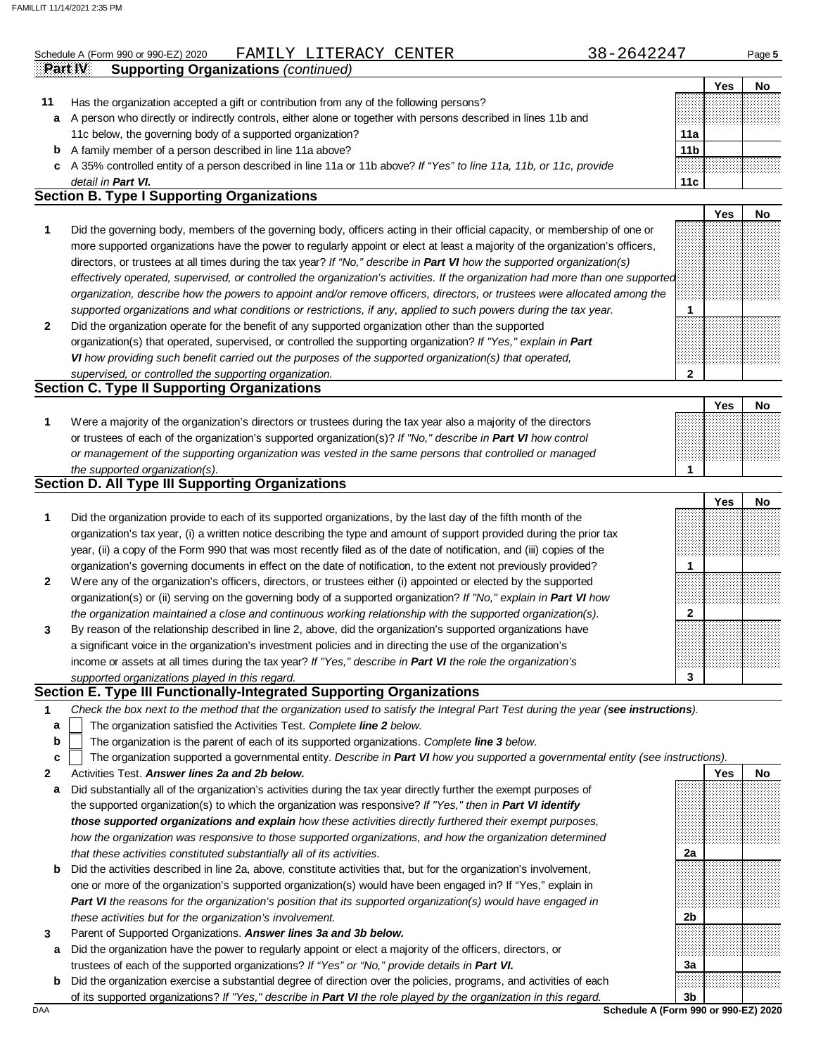Schedule A (Form 990 or 990-EZ) 2020 FAMILY LITERACY CENTER 38-2642247 Page **5**

**Part IV Supporting Organizations** *(continued)*

| | | | Yes | No |
|---|---|---|---|---|
| **11** | Has the organization accepted a gift or contribution from any of the following persons? | | | |
| **a** | A person who directly or indirectly controls, either alone or together with persons described in lines 11b and 11c below, the governing body of a supported organization? | **11a** | | |
| **b** | A family member of a person described in line 11a above? | **11b** | | |
| **c** | A 35% controlled entity of a person described in line 11a or 11b above? *If "Yes" to line 11a, 11b, or 11c, provide detail in **Part VI.*** | **11c** | | |

## Section B. Type I Supporting Organizations

| | | | Yes | No |
|---|---|---|---|---|
| **1** | Did the governing body, members of the governing body, officers acting in their official capacity, or membership of one or more supported organizations have the power to regularly appoint or elect at least a majority of the organization's officers, directors, or trustees at all times during the tax year? *If "No," describe in **Part VI** how the supported organization(s) effectively operated, supervised, or controlled the organization's activities. If the organization had more than one supported organization, describe how the powers to appoint and/or remove officers, directors, or trustees were allocated among the supported organizations and what conditions or restrictions, if any, applied to such powers during the tax year.* | **1** | | |
| **2** | Did the organization operate for the benefit of any supported organization other than the supported organization(s) that operated, supervised, or controlled the supporting organization? *If "Yes," explain in **Part VI** how providing such benefit carried out the purposes of the supported organization(s) that operated, supervised, or controlled the supporting organization.* | **2** | | |

## Section C. Type II Supporting Organizations

| | | | Yes | No |
|---|---|---|---|---|
| **1** | Were a majority of the organization's directors or trustees during the tax year also a majority of the directors or trustees of each of the organization's supported organization(s)? *If "No," describe in **Part VI** how control or management of the supporting organization was vested in the same persons that controlled or managed the supported organization(s).* | **1** | | |

## Section D. All Type III Supporting Organizations

| | | | Yes | No |
|---|---|---|---|---|
| **1** | Did the organization provide to each of its supported organizations, by the last day of the fifth month of the organization's tax year, (i) a written notice describing the type and amount of support provided during the prior tax year, (ii) a copy of the Form 990 that was most recently filed as of the date of notification, and (iii) copies of the organization's governing documents in effect on the date of notification, to the extent not previously provided? | **1** | | |
| **2** | Were any of the organization's officers, directors, or trustees either (i) appointed or elected by the supported organization(s) or (ii) serving on the governing body of a supported organization? *If "No," explain in **Part VI** how the organization maintained a close and continuous working relationship with the supported organization(s).* | **2** | | |
| **3** | By reason of the relationship described in line 2, above, did the organization's supported organizations have a significant voice in the organization's investment policies and in directing the use of the organization's income or assets at all times during the tax year? *If "Yes," describe in **Part VI** the role the organization's supported organizations played in this regard.* | **3** | | |

## Section E. Type III Functionally-Integrated Supporting Organizations

**1** *Check the box next to the method that the organization used to satisfy the Integral Part Test during the year (**see instructions**).*

- **a** ☐ The organization satisfied the Activities Test. *Complete **line 2** below.*
- **b** ☐ The organization is the parent of each of its supported organizations. *Complete **line 3** below.*
- **c** ☐ The organization supported a governmental entity. *Describe in **Part VI** how you supported a governmental entity (see instructions).*

| | | | Yes | No |
|---|---|---|---|---|
| **2** | Activities Test. ***Answer lines 2a and 2b below.*** | | | |
| **a** | Did substantially all of the organization's activities during the tax year directly further the exempt purposes of the supported organization(s) to which the organization was responsive? *If "Yes," then in **Part VI identify those supported organizations and explain** how these activities directly furthered their exempt purposes, how the organization was responsive to those supported organizations, and how the organization determined that these activities constituted substantially all of its activities.* | **2a** | | |
| **b** | Did the activities described in line 2a, above, constitute activities that, but for the organization's involvement, one or more of the organization's supported organization(s) would have been engaged in? If "Yes," explain in ***Part VI*** *the reasons for the organization's position that its supported organization(s) would have engaged in these activities but for the organization's involvement.* | **2b** | | |
| **3** | Parent of Supported Organizations. ***Answer lines 3a and 3b below.*** | | | |
| **a** | Did the organization have the power to regularly appoint or elect a majority of the officers, directors, or trustees of each of the supported organizations? *If "Yes" or "No," provide details in **Part VI.*** | **3a** | | |
| **b** | Did the organization exercise a substantial degree of direction over the policies, programs, and activities of each of its supported organizations? *If "Yes," describe in **Part VI** the role played by the organization in this regard.* | **3b** | | |

**Schedule A (Form 990 or 990-EZ) 2020**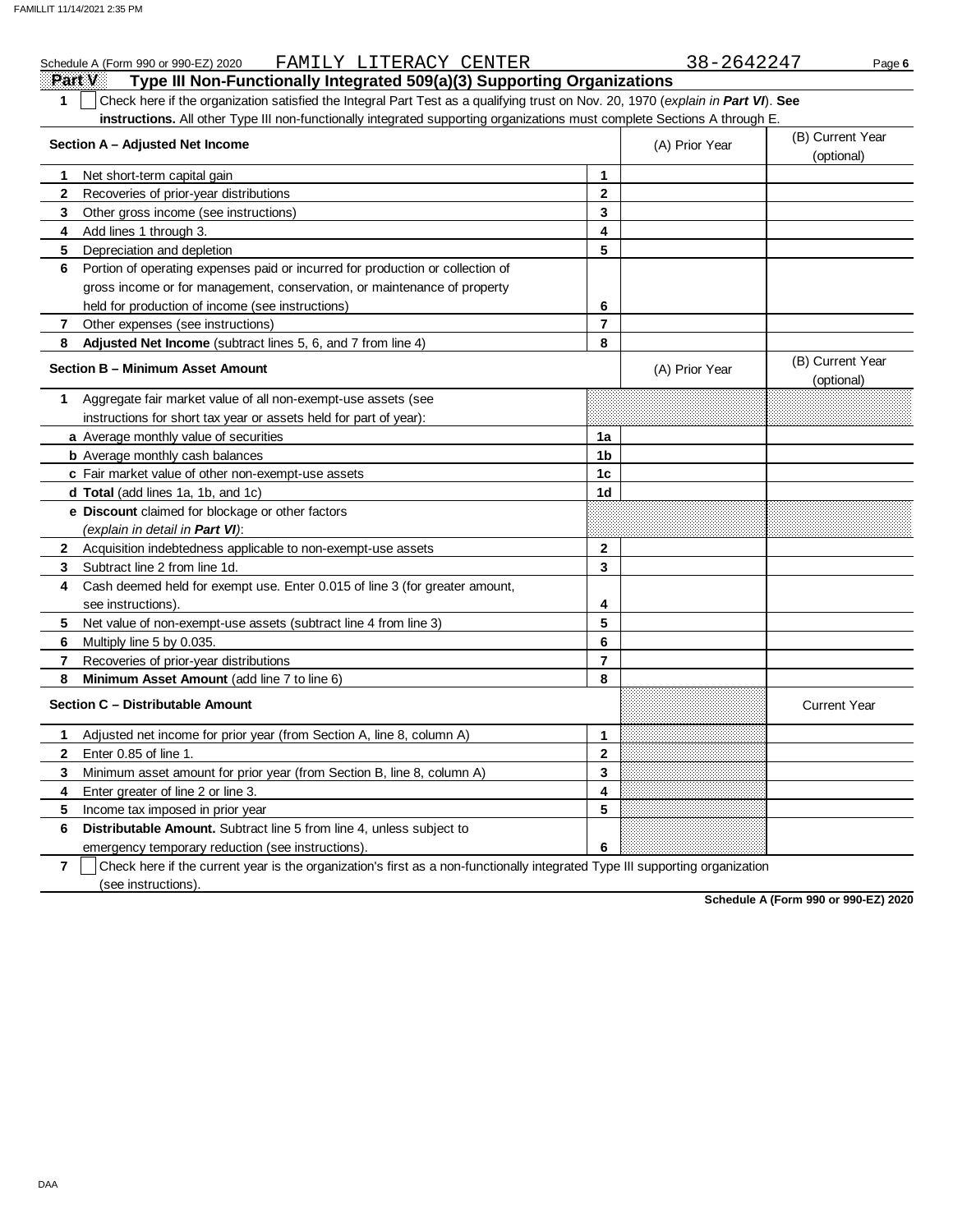Schedule A (Form 990 or 990-EZ) 2020 FAMILY LITERACY CENTER 38-2642247

## Part V Type III Non-Functionally Integrated 509(a)(3) Supporting Organizations

**1** ☐ Check here if the organization satisfied the Integral Part Test as a qualifying trust on Nov. 20, 1970 (*explain in **Part VI***). **See instructions.** All other Type III non-functionally integrated supporting organizations must complete Sections A through E.

| **Section A – Adjusted Net Income** | | (A) Prior Year | (B) Current Year (optional) |
|---|---|---|---|
| **1** Net short-term capital gain | 1 | | |
| **2** Recoveries of prior-year distributions | 2 | | |
| **3** Other gross income (see instructions) | 3 | | |
| **4** Add lines 1 through 3. | 4 | | |
| **5** Depreciation and depletion | 5 | | |
| **6** Portion of operating expenses paid or incurred for production or collection of gross income or for management, conservation, or maintenance of property held for production of income (see instructions) | 6 | | |
| **7** Other expenses (see instructions) | 7 | | |
| **8** **Adjusted Net Income** (subtract lines 5, 6, and 7 from line 4) | 8 | | |

| **Section B – Minimum Asset Amount** | | (A) Prior Year | (B) Current Year (optional) |
|---|---|---|---|
| **1** Aggregate fair market value of all non-exempt-use assets (see instructions for short tax year or assets held for part of year): | | | |
| **a** Average monthly value of securities | 1a | | |
| **b** Average monthly cash balances | 1b | | |
| **c** Fair market value of other non-exempt-use assets | 1c | | |
| **d** **Total** (add lines 1a, 1b, and 1c) | 1d | | |
| **e** **Discount** claimed for blockage or other factors (*explain in detail in **Part VI***): | | | |
| **2** Acquisition indebtedness applicable to non-exempt-use assets | 2 | | |
| **3** Subtract line 2 from line 1d. | 3 | | |
| **4** Cash deemed held for exempt use. Enter 0.015 of line 3 (for greater amount, see instructions). | 4 | | |
| **5** Net value of non-exempt-use assets (subtract line 4 from line 3) | 5 | | |
| **6** Multiply line 5 by 0.035. | 6 | | |
| **7** Recoveries of prior-year distributions | 7 | | |
| **8** **Minimum Asset Amount** (add line 7 to line 6) | 8 | | |

| **Section C – Distributable Amount** | | | Current Year |
|---|---|---|---|
| **1** Adjusted net income for prior year (from Section A, line 8, column A) | 1 | | |
| **2** Enter 0.85 of line 1. | 2 | | |
| **3** Minimum asset amount for prior year (from Section B, line 8, column A) | 3 | | |
| **4** Enter greater of line 2 or line 3. | 4 | | |
| **5** Income tax imposed in prior year | 5 | | |
| **6** **Distributable Amount.** Subtract line 5 from line 4, unless subject to emergency temporary reduction (see instructions). | 6 | | |

**7** ☐ Check here if the current year is the organization's first as a non-functionally integrated Type III supporting organization (see instructions).

**Schedule A (Form 990 or 990-EZ) 2020**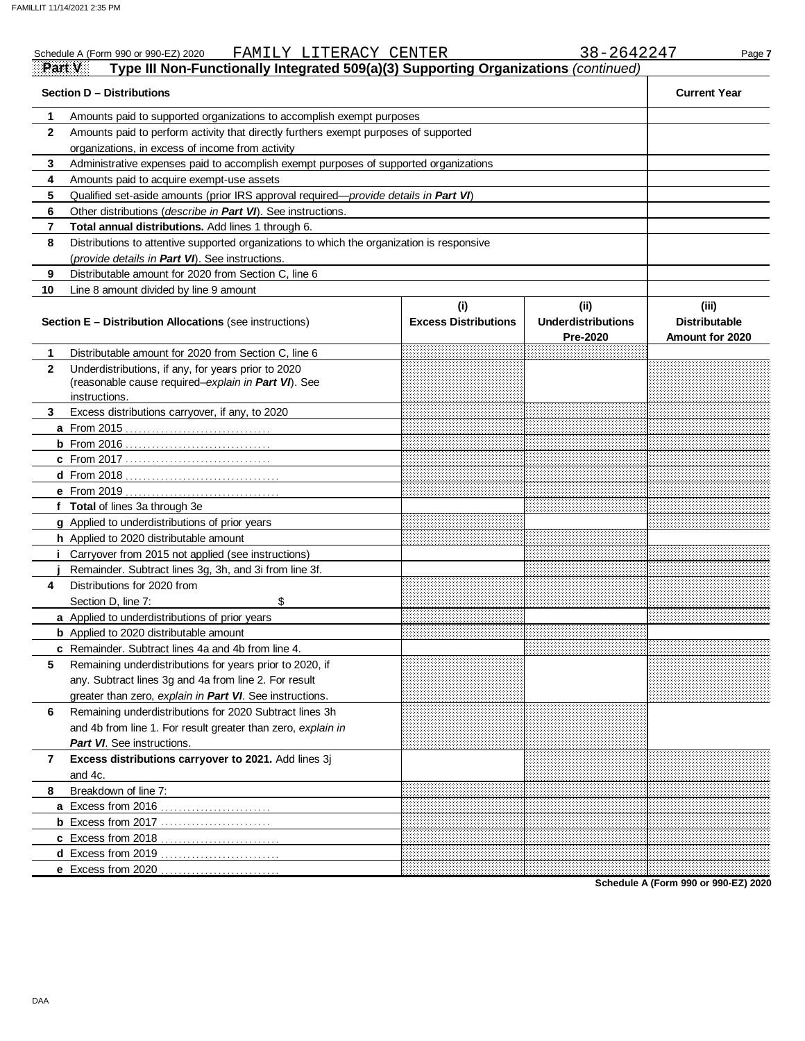Schedule A (Form 990 or 990-EZ) 2020 FAMILY LITERACY CENTER 38-2642247

## Part V Type III Non-Functionally Integrated 509(a)(3) Supporting Organizations *(continued)*

| Section D – Distributions | | Current Year |
|---|---|---|
| 1 | Amounts paid to supported organizations to accomplish exempt purposes | |
| 2 | Amounts paid to perform activity that directly furthers exempt purposes of supported organizations, in excess of income from activity | |
| 3 | Administrative expenses paid to accomplish exempt purposes of supported organizations | |
| 4 | Amounts paid to acquire exempt-use assets | |
| 5 | Qualified set-aside amounts (prior IRS approval required—*provide details in* ***Part VI***) | |
| 6 | Other distributions (*describe in* ***Part VI***). See instructions. | |
| 7 | **Total annual distributions.** Add lines 1 through 6. | |
| 8 | Distributions to attentive supported organizations to which the organization is responsive (*provide details in* ***Part VI***). See instructions. | |
| 9 | Distributable amount for 2020 from Section C, line 6 | |
| 10 | Line 8 amount divided by line 9 amount | |

| | Section E – Distribution Allocations (see instructions) | (i) Excess Distributions | (ii) Underdistributions Pre-2020 | (iii) Distributable Amount for 2020 |
|---|---|---|---|---|
| 1 | Distributable amount for 2020 from Section C, line 6 | | | |
| 2 | Underdistributions, if any, for years prior to 2020 (reasonable cause required–*explain in* ***Part VI***). See instructions. | | | |
| 3 | Excess distributions carryover, if any, to 2020 | | | |
| a | From 2015 | | | |
| b | From 2016 | | | |
| c | From 2017 | | | |
| d | From 2018 | | | |
| e | From 2019 | | | |
| f | **Total** of lines 3a through 3e | | | |
| g | Applied to underdistributions of prior years | | | |
| h | Applied to 2020 distributable amount | | | |
| i | Carryover from 2015 not applied (see instructions) | | | |
| j | Remainder. Subtract lines 3g, 3h, and 3i from line 3f. | | | |
| 4 | Distributions for 2020 from Section D, line 7: $ | | | |
| a | Applied to underdistributions of prior years | | | |
| b | Applied to 2020 distributable amount | | | |
| c | Remainder. Subtract lines 4a and 4b from line 4. | | | |
| 5 | Remaining underdistributions for years prior to 2020, if any. Subtract lines 3g and 4a from line 2. For result greater than zero, *explain in* ***Part VI***. See instructions. | | | |
| 6 | Remaining underdistributions for 2020 Subtract lines 3h and 4b from line 1. For result greater than zero, *explain in* ***Part VI***. See instructions. | | | |
| 7 | **Excess distributions carryover to 2021.** Add lines 3j and 4c. | | | |
| 8 | Breakdown of line 7: | | | |
| a | Excess from 2016 | | | |
| b | Excess from 2017 | | | |
| c | Excess from 2018 | | | |
| d | Excess from 2019 | | | |
| e | Excess from 2020 | | | |

**Schedule A (Form 990 or 990-EZ) 2020**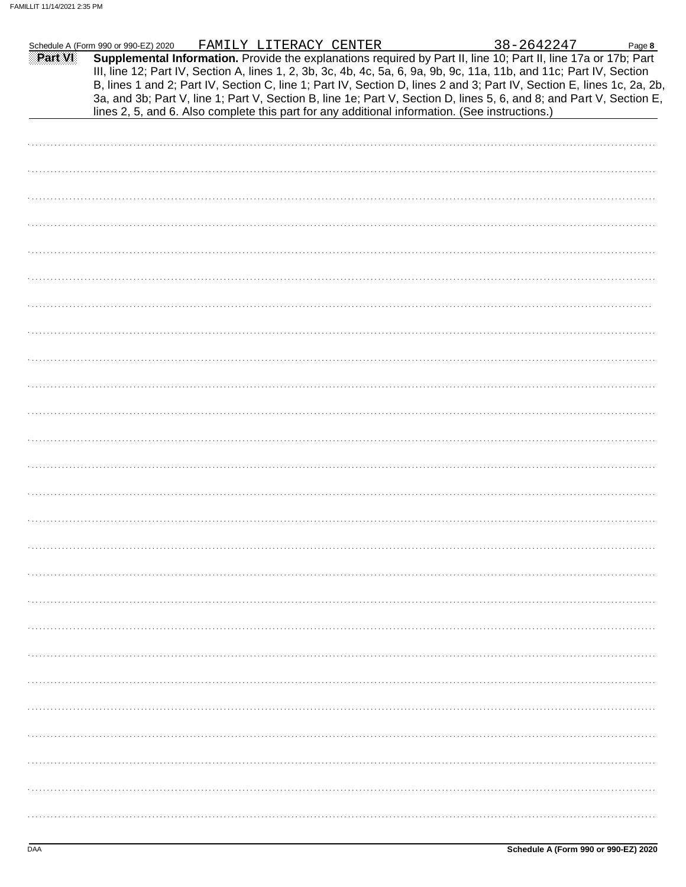Schedule A (Form 990 or 990-EZ) 2020 FAMILY LITERACY CENTER 38-2642247

**Part VI** **Supplemental Information.** Provide the explanations required by Part II, line 10; Part II, line 17a or 17b; Part III, line 12; Part IV, Section A, lines 1, 2, 3b, 3c, 4b, 4c, 5a, 6, 9a, 9b, 9c, 11a, 11b, and 11c; Part IV, Section B, lines 1 and 2; Part IV, Section C, line 1; Part IV, Section D, lines 2 and 3; Part IV, Section E, lines 1c, 2a, 2b, 3a, and 3b; Part V, line 1; Part V, Section B, line 1e; Part V, Section D, lines 5, 6, and 8; and Part V, Section E, lines 2, 5, and 6. Also complete this part for any additional information. (See instructions.)

Schedule A (Form 990 or 990-EZ) 2020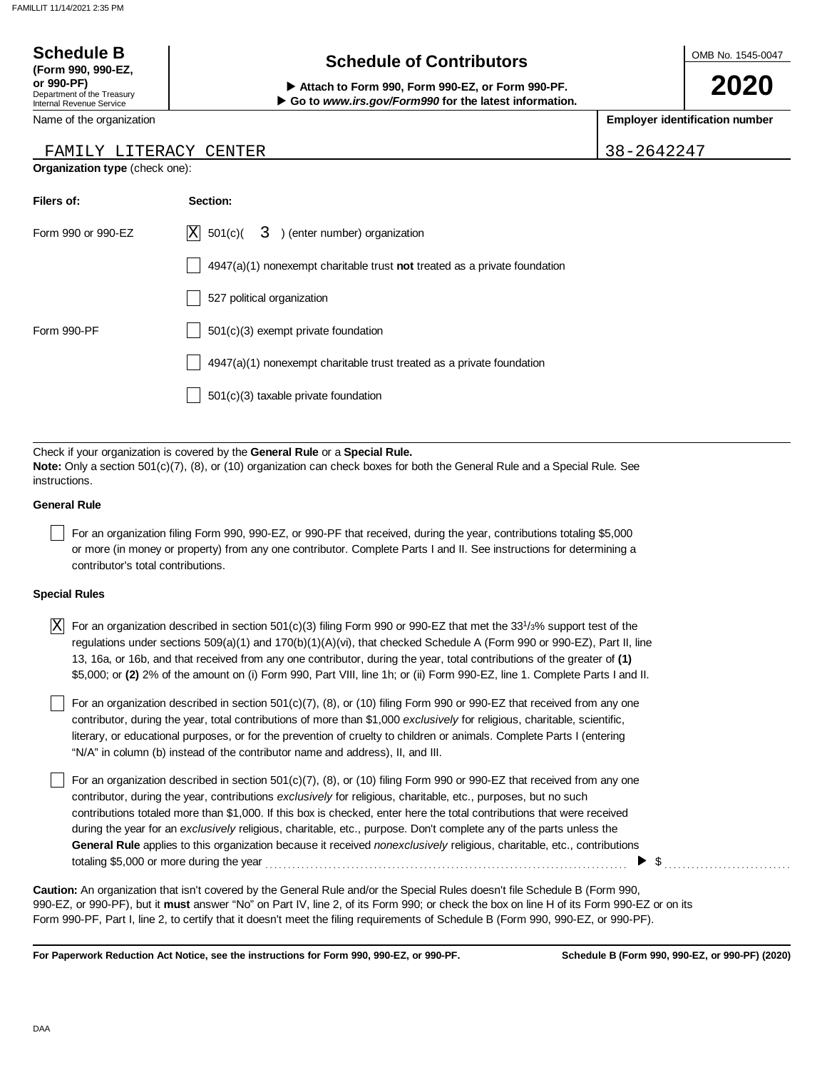**Schedule B**
**(Form 990, 990-EZ, or 990-PF)**
Department of the Treasury
Internal Revenue Service

# Schedule of Contributors

▶ **Attach to Form 990, Form 990-EZ, or Form 990-PF.**
▶ **Go to *www.irs.gov/Form990* for the latest information.**

OMB No. 1545-0047

**2020**

| Name of the organization | Employer identification number |
| --- | --- |
| FAMILY LITERACY CENTER | 38-2642247 |

**Organization type** (check one):

| Filers of: | Section: |
| --- | --- |
| Form 990 or 990-EZ | [X] 501(c)( 3 ) (enter number) organization |
| | [ ] 4947(a)(1) nonexempt charitable trust **not** treated as a private foundation |
| | [ ] 527 political organization |
| Form 990-PF | [ ] 501(c)(3) exempt private foundation |
| | [ ] 4947(a)(1) nonexempt charitable trust treated as a private foundation |
| | [ ] 501(c)(3) taxable private foundation |

Check if your organization is covered by the **General Rule** or a **Special Rule.**
**Note:** Only a section 501(c)(7), (8), or (10) organization can check boxes for both the General Rule and a Special Rule. See instructions.

**General Rule**

[ ] For an organization filing Form 990, 990-EZ, or 990-PF that received, during the year, contributions totaling $5,000 or more (in money or property) from any one contributor. Complete Parts I and II. See instructions for determining a contributor's total contributions.

**Special Rules**

[X] For an organization described in section 501(c)(3) filing Form 990 or 990-EZ that met the $33^1/_3$% support test of the regulations under sections 509(a)(1) and 170(b)(1)(A)(vi), that checked Schedule A (Form 990 or 990-EZ), Part II, line 13, 16a, or 16b, and that received from any one contributor, during the year, total contributions of the greater of **(1)** $5,000; or **(2)** 2% of the amount on (i) Form 990, Part VIII, line 1h; or (ii) Form 990-EZ, line 1. Complete Parts I and II.

[ ] For an organization described in section 501(c)(7), (8), or (10) filing Form 990 or 990-EZ that received from any one contributor, during the year, total contributions of more than $1,000 *exclusively* for religious, charitable, scientific, literary, or educational purposes, or for the prevention of cruelty to children or animals. Complete Parts I (entering "N/A" in column (b) instead of the contributor name and address), II, and III.

[ ] For an organization described in section 501(c)(7), (8), or (10) filing Form 990 or 990-EZ that received from any one contributor, during the year, contributions *exclusively* for religious, charitable, etc., purposes, but no such contributions totaled more than $1,000. If this box is checked, enter here the total contributions that were received during the year for an *exclusively* religious, charitable, etc., purpose. Don't complete any of the parts unless the **General Rule** applies to this organization because it received *nonexclusively* religious, charitable, etc., contributions totaling $5,000 or more during the year ▶ $

**Caution:** An organization that isn't covered by the General Rule and/or the Special Rules doesn't file Schedule B (Form 990, 990-EZ, or 990-PF), but it **must** answer "No" on Part IV, line 2, of its Form 990; or check the box on line H of its Form 990-EZ or on its Form 990-PF, Part I, line 2, to certify that it doesn't meet the filing requirements of Schedule B (Form 990, 990-EZ, or 990-PF).

**For Paperwork Reduction Act Notice, see the instructions for Form 990, 990-EZ, or 990-PF.** **Schedule B (Form 990, 990-EZ, or 990-PF) (2020)**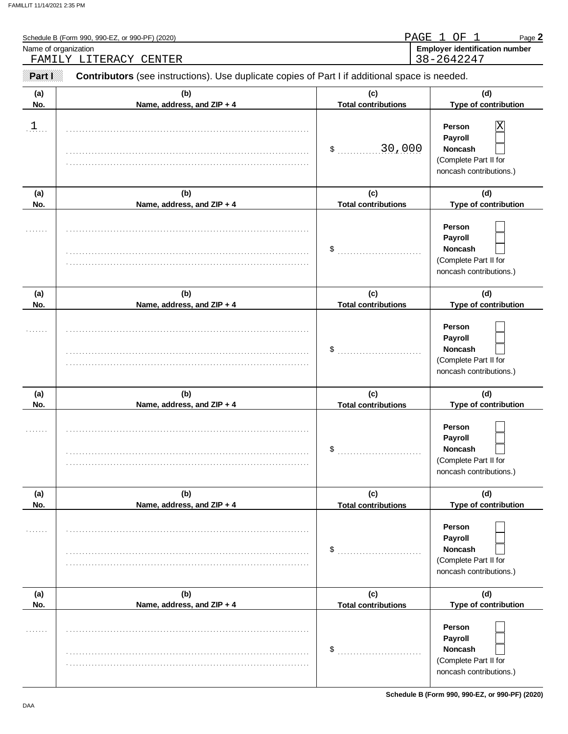Schedule B (Form 990, 990-EZ, or 990-PF) (2020)

PAGE 1 OF 1

Page **2**

| Name of organization | Employer identification number |
|---|---|
| FAMILY LITERACY CENTER | 38-2642247 |

**Part I** **Contributors** (see instructions). Use duplicate copies of Part I if additional space is needed.

| (a) No. | (b) Name, address, and ZIP + 4 | (c) Total contributions | (d) Type of contribution |
|---|---|---|---|
| 1 | | $ 30,000 | Person [X] Payroll [ ] Noncash [ ] (Complete Part II for noncash contributions.) |
| | | $ | Person [ ] Payroll [ ] Noncash [ ] (Complete Part II for noncash contributions.) |
| | | $ | Person [ ] Payroll [ ] Noncash [ ] (Complete Part II for noncash contributions.) |
| | | $ | Person [ ] Payroll [ ] Noncash [ ] (Complete Part II for noncash contributions.) |
| | | $ | Person [ ] Payroll [ ] Noncash [ ] (Complete Part II for noncash contributions.) |
| | | $ | Person [ ] Payroll [ ] Noncash [ ] (Complete Part II for noncash contributions.) |

Schedule B (Form 990, 990-EZ, or 990-PF) (2020)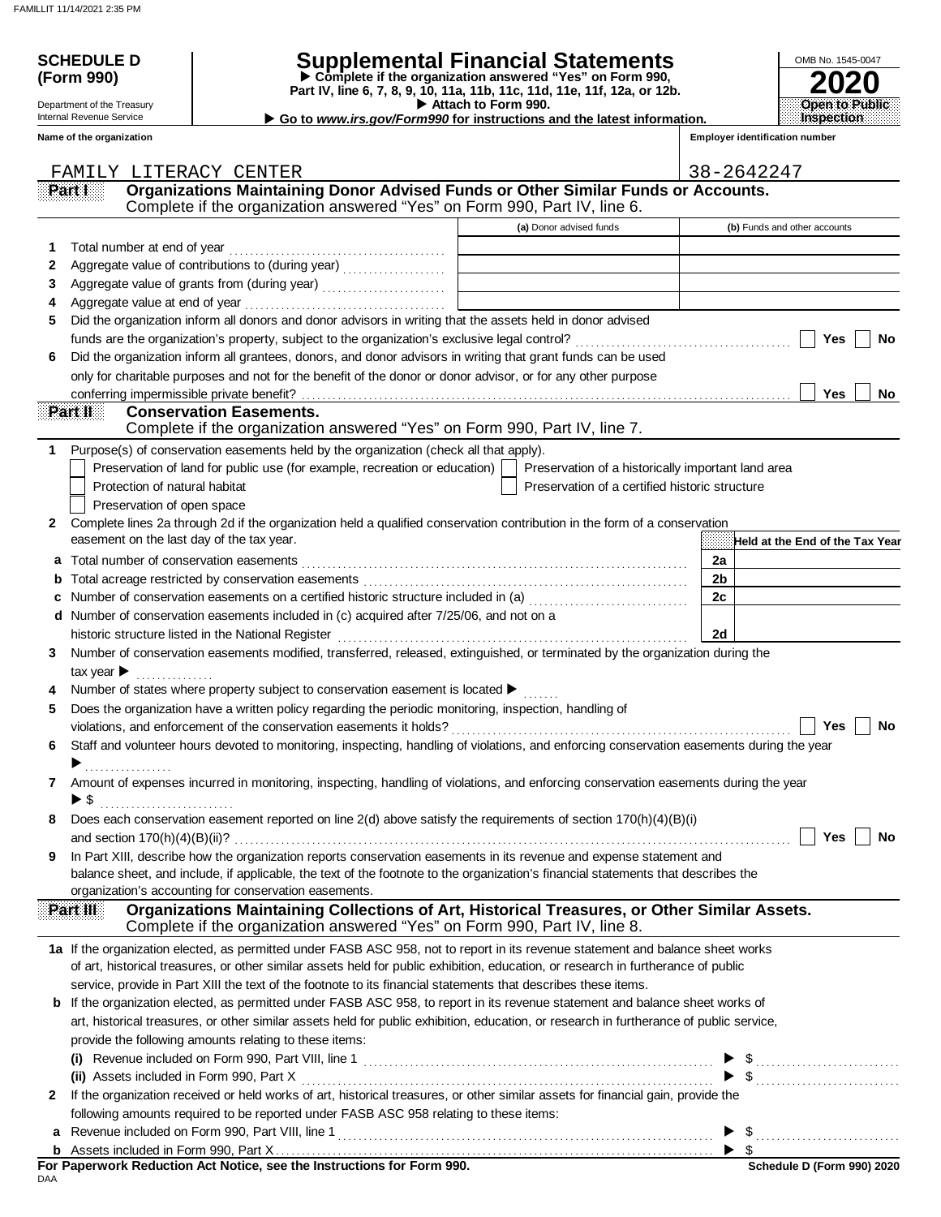# SCHEDULE D (Form 990)

Department of the Treasury
Internal Revenue Service

# Supplemental Financial Statements

▶ Complete if the organization answered "Yes" on Form 990, Part IV, line 6, 7, 8, 9, 10, 11a, 11b, 11c, 11d, 11e, 11f, 12a, or 12b.
▶ Attach to Form 990.
▶ Go to *www.irs.gov/Form990* for instructions and the latest information.

OMB No. 1545-0047
**2020**
**Open to Public Inspection**

**Name of the organization:** FAMILY LITERACY CENTER
**Employer identification number:** 38-2642247

## Part I — Organizations Maintaining Donor Advised Funds or Other Similar Funds or Accounts.
Complete if the organization answered "Yes" on Form 990, Part IV, line 6.

| | | (a) Donor advised funds | (b) Funds and other accounts |
|---|---|---|---|
| 1 | Total number at end of year | | |
| 2 | Aggregate value of contributions to (during year) | | |
| 3 | Aggregate value of grants from (during year) | | |
| 4 | Aggregate value at end of year | | |

5 Did the organization inform all donors and donor advisors in writing that the assets held in donor advised funds are the organization's property, subject to the organization's exclusive legal control? ☐ Yes ☐ No

6 Did the organization inform all grantees, donors, and donor advisors in writing that grant funds can be used only for charitable purposes and not for the benefit of the donor or donor advisor, or for any other purpose conferring impermissible private benefit? ☐ Yes ☐ No

## Part II — Conservation Easements.
Complete if the organization answered "Yes" on Form 990, Part IV, line 7.

1 Purpose(s) of conservation easements held by the organization (check all that apply).

- ☐ Preservation of land for public use (for example, recreation or education)
- ☐ Preservation of a historically important land area
- ☐ Protection of natural habitat
- ☐ Preservation of a certified historic structure
- ☐ Preservation of open space

2 Complete lines 2a through 2d if the organization held a qualified conservation contribution in the form of a conservation easement on the last day of the tax year.

| | | | Held at the End of the Tax Year |
|---|---|---|---|
| a | Total number of conservation easements | 2a | |
| b | Total acreage restricted by conservation easements | 2b | |
| c | Number of conservation easements on a certified historic structure included in (a) | 2c | |
| d | Number of conservation easements included in (c) acquired after 7/25/06, and not on a historic structure listed in the National Register | 2d | |

3 Number of conservation easements modified, transferred, released, extinguished, or terminated by the organization during the tax year ▶

4 Number of states where property subject to conservation easement is located ▶

5 Does the organization have a written policy regarding the periodic monitoring, inspection, handling of violations, and enforcement of the conservation easements it holds? ☐ Yes ☐ No

6 Staff and volunteer hours devoted to monitoring, inspecting, handling of violations, and enforcing conservation easements during the year ▶

7 Amount of expenses incurred in monitoring, inspecting, handling of violations, and enforcing conservation easements during the year ▶ $

8 Does each conservation easement reported on line 2(d) above satisfy the requirements of section 170(h)(4)(B)(i) and section 170(h)(4)(B)(ii)? ☐ Yes ☐ No

9 In Part XIII, describe how the organization reports conservation easements in its revenue and expense statement and balance sheet, and include, if applicable, the text of the footnote to the organization's financial statements that describes the organization's accounting for conservation easements.

## Part III — Organizations Maintaining Collections of Art, Historical Treasures, or Other Similar Assets.
Complete if the organization answered "Yes" on Form 990, Part IV, line 8.

1a If the organization elected, as permitted under FASB ASC 958, not to report in its revenue statement and balance sheet works of art, historical treasures, or other similar assets held for public exhibition, education, or research in furtherance of public service, provide in Part XIII the text of the footnote to its financial statements that describes these items.

b If the organization elected, as permitted under FASB ASC 958, to report in its revenue statement and balance sheet works of art, historical treasures, or other similar assets held for public exhibition, education, or research in furtherance of public service, provide the following amounts relating to these items:

(i) Revenue included on Form 990, Part VIII, line 1 ▶ $

(ii) Assets included in Form 990, Part X ▶ $

2 If the organization received or held works of art, historical treasures, or other similar assets for financial gain, provide the following amounts required to be reported under FASB ASC 958 relating to these items:

a Revenue included on Form 990, Part VIII, line 1 ▶ $

b Assets included in Form 990, Part X ▶ $

**For Paperwork Reduction Act Notice, see the Instructions for Form 990.**

DAA

Schedule D (Form 990) 2020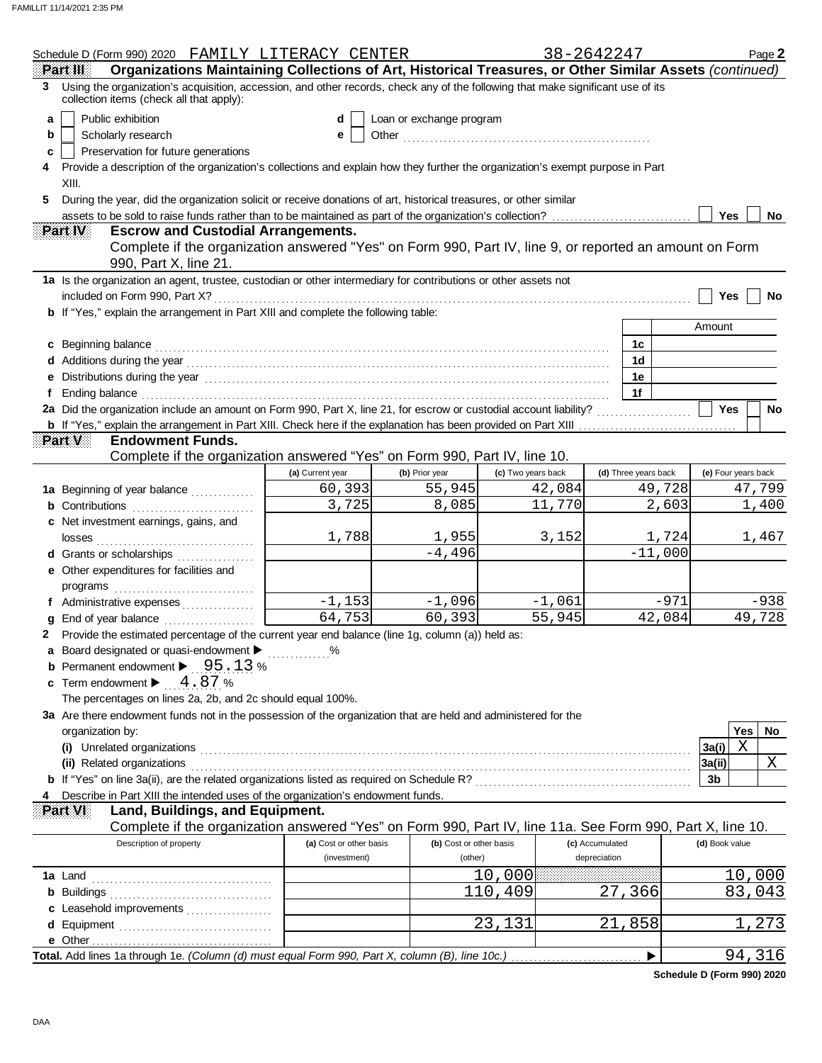Schedule D (Form 990) 2020 FAMILY LITERACY CENTER 38-2642247

## Part III Organizations Maintaining Collections of Art, Historical Treasures, or Other Similar Assets *(continued)*

**3** Using the organization's acquisition, accession, and other records, check any of the following that make significant use of its collection items (check all that apply):

- **a** [ ] Public exhibition
- **b** [ ] Scholarly research
- **c** [ ] Preservation for future generations
- **d** [ ] Loan or exchange program
- **e** [ ] Other ..................

**4** Provide a description of the organization's collections and explain how they further the organization's exempt purpose in Part XIII.

**5** During the year, did the organization solicit or receive donations of art, historical treasures, or other similar assets to be sold to raise funds rather than to be maintained as part of the organization's collection? [ ] Yes [ ] No

## Part IV Escrow and Custodial Arrangements.

Complete if the organization answered "Yes" on Form 990, Part IV, line 9, or reported an amount on Form 990, Part X, line 21.

**1a** Is the organization an agent, trustee, custodian or other intermediary for contributions or other assets not included on Form 990, Part X? [ ] Yes [ ] No

**b** If "Yes," explain the arrangement in Part XIII and complete the following table:

| | | Amount |
|---|---|---|
| c Beginning balance | 1c | |
| d Additions during the year | 1d | |
| e Distributions during the year | 1e | |
| f Ending balance | 1f | |

**2a** Did the organization include an amount on Form 990, Part X, line 21, for escrow or custodial account liability? [ ] Yes [ ] No

**b** If "Yes," explain the arrangement in Part XIII. Check here if the explanation has been provided on Part XIII [ ]

## Part V Endowment Funds.

Complete if the organization answered "Yes" on Form 990, Part IV, line 10.

| | (a) Current year | (b) Prior year | (c) Two years back | (d) Three years back | (e) Four years back |
|---|---|---|---|---|---|
| 1a Beginning of year balance | 60,393 | 55,945 | 42,084 | 49,728 | 47,799 |
| b Contributions | 3,725 | 8,085 | 11,770 | 2,603 | 1,400 |
| c Net investment earnings, gains, and losses | 1,788 | 1,955 | 3,152 | 1,724 | 1,467 |
| d Grants or scholarships | | -4,496 | | -11,000 | |
| e Other expenditures for facilities and programs | | | | | |
| f Administrative expenses | -1,153 | -1,096 | -1,061 | -971 | -938 |
| g End of year balance | 64,753 | 60,393 | 55,945 | 42,084 | 49,728 |

**2** Provide the estimated percentage of the current year end balance (line 1g, column (a)) held as:

- **a** Board designated or quasi-endowment ▶ ........ %
- **b** Permanent endowment ▶ 95.13 %
- **c** Term endowment ▶ 4.87 %

The percentages on lines 2a, 2b, and 2c should equal 100%.

**3a** Are there endowment funds not in the possession of the organization that are held and administered for the organization by:

| | | Yes | No |
|---|---|---|---|
| (i) Unrelated organizations | 3a(i) | X | |
| (ii) Related organizations | 3a(ii) | | X |
| b If "Yes" on line 3a(ii), are the related organizations listed as required on Schedule R? | 3b | | |

**4** Describe in Part XIII the intended uses of the organization's endowment funds.

## Part VI Land, Buildings, and Equipment.

Complete if the organization answered "Yes" on Form 990, Part IV, line 11a. See Form 990, Part X, line 10.

| Description of property | (a) Cost or other basis (investment) | (b) Cost or other basis (other) | (c) Accumulated depreciation | (d) Book value |
|---|---|---|---|---|
| 1a Land | | 10,000 | | 10,000 |
| b Buildings | | 110,409 | 27,366 | 83,043 |
| c Leasehold improvements | | | | |
| d Equipment | | 23,131 | 21,858 | 1,273 |
| e Other | | | | |
| **Total.** Add lines 1a through 1e. *(Column (d) must equal Form 990, Part X, column (B), line 10c.)* ▶ | | | | 94,316 |

**Schedule D (Form 990) 2020**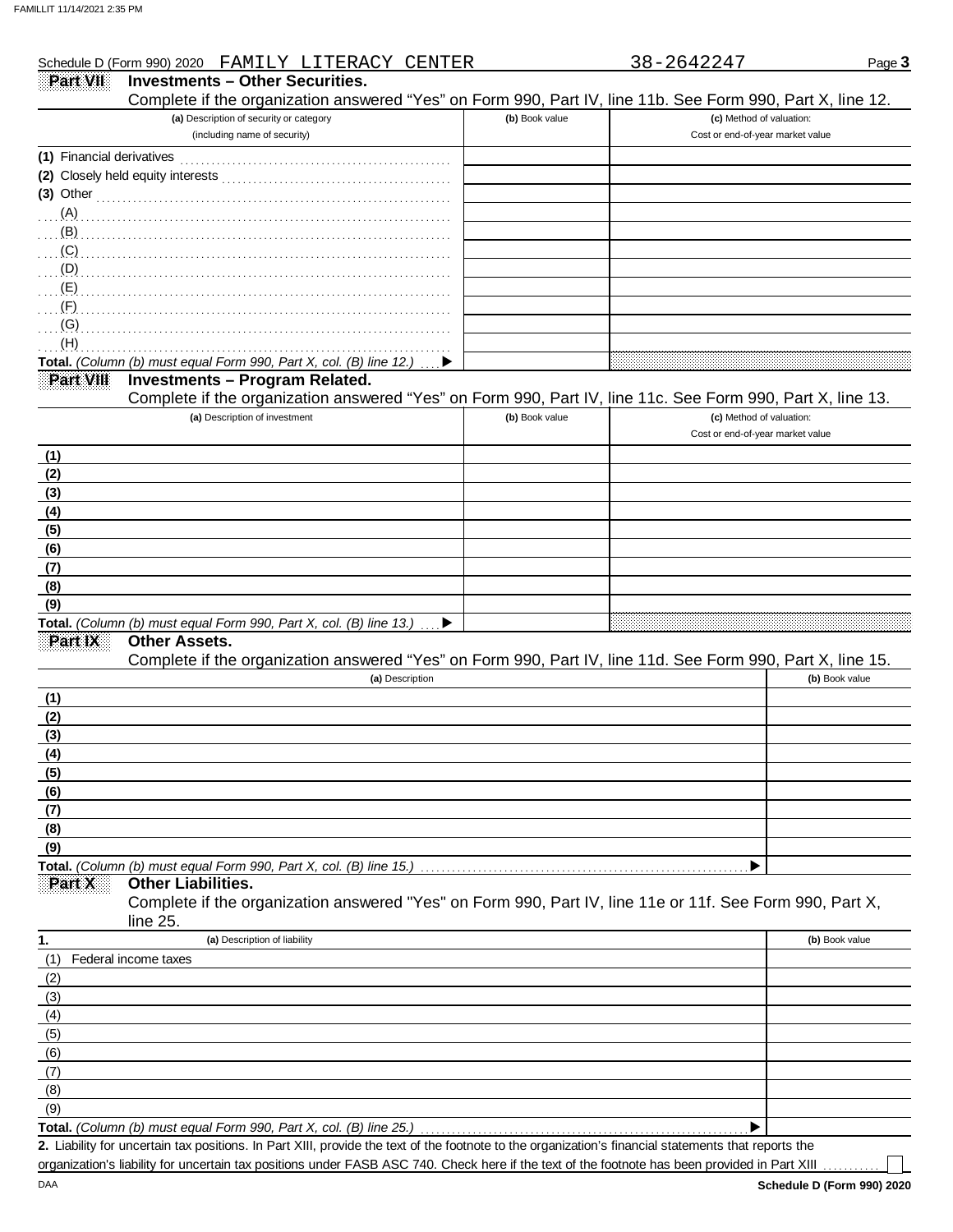Schedule D (Form 990) 2020 FAMILY LITERACY CENTER 38-2642247 Page **3**

## Part VII Investments – Other Securities.

Complete if the organization answered "Yes" on Form 990, Part IV, line 11b. See Form 990, Part X, line 12.

| (a) Description of security or category (including name of security) | (b) Book value | (c) Method of valuation: Cost or end-of-year market value |
|---|---|---|
| (1) Financial derivatives | | |
| (2) Closely held equity interests | | |
| (3) Other | | |
| (A) | | |
| (B) | | |
| (C) | | |
| (D) | | |
| (E) | | |
| (F) | | |
| (G) | | |
| (H) | | |
| **Total.** *(Column (b) must equal Form 990, Part X, col. (B) line 12.)* ▶ | | |

## Part VIII Investments – Program Related.

Complete if the organization answered "Yes" on Form 990, Part IV, line 11c. See Form 990, Part X, line 13.

| (a) Description of investment | (b) Book value | (c) Method of valuation: Cost or end-of-year market value |
|---|---|---|
| (1) | | |
| (2) | | |
| (3) | | |
| (4) | | |
| (5) | | |
| (6) | | |
| (7) | | |
| (8) | | |
| (9) | | |
| **Total.** *(Column (b) must equal Form 990, Part X, col. (B) line 13.)* ▶ | | |

## Part IX Other Assets.

Complete if the organization answered "Yes" on Form 990, Part IV, line 11d. See Form 990, Part X, line 15.

| (a) Description | (b) Book value |
|---|---|
| (1) | |
| (2) | |
| (3) | |
| (4) | |
| (5) | |
| (6) | |
| (7) | |
| (8) | |
| (9) | |
| **Total.** *(Column (b) must equal Form 990, Part X, col. (B) line 15.)* ▶ | |

## Part X Other Liabilities.

Complete if the organization answered "Yes" on Form 990, Part IV, line 11e or 11f. See Form 990, Part X, line 25.

| 1. (a) Description of liability | (b) Book value |
|---|---|
| (1) Federal income taxes | |
| (2) | |
| (3) | |
| (4) | |
| (5) | |
| (6) | |
| (7) | |
| (8) | |
| (9) | |
| **Total.** *(Column (b) must equal Form 990, Part X, col. (B) line 25.)* ▶ | |

**2.** Liability for uncertain tax positions. In Part XIII, provide the text of the footnote to the organization's financial statements that reports the organization's liability for uncertain tax positions under FASB ASC 740. Check here if the text of the footnote has been provided in Part XIII ☐

DAA **Schedule D (Form 990) 2020**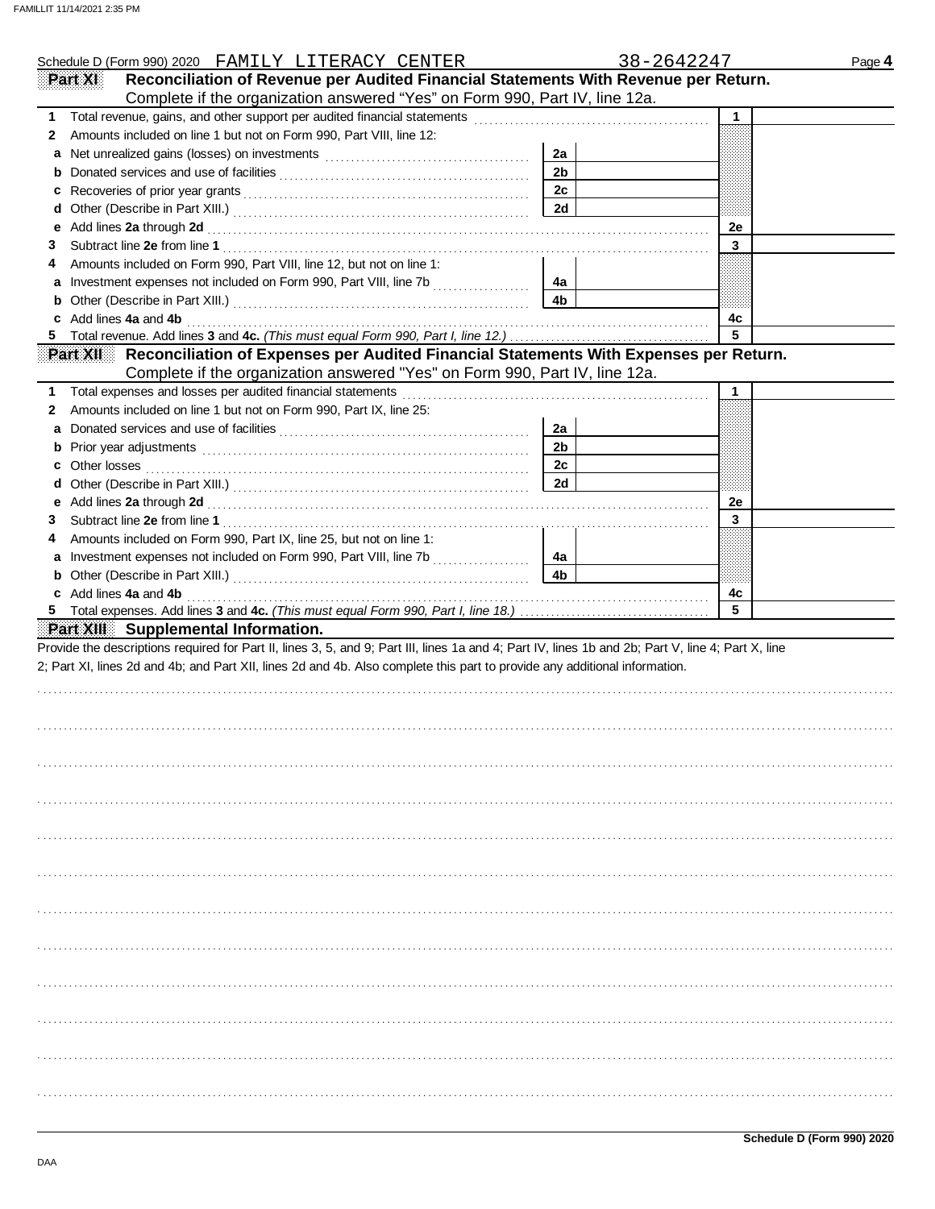Schedule D (Form 990) 2020 FAMILY LITERACY CENTER 38-2642247 Page 4

## Part XI Reconciliation of Revenue per Audited Financial Statements With Revenue per Return.

Complete if the organization answered "Yes" on Form 990, Part IV, line 12a.

| | | | | | |
|---|---|---|---|---|---|
| 1 | Total revenue, gains, and other support per audited financial statements | | | 1 | |
| 2 | Amounts included on line 1 but not on Form 990, Part VIII, line 12: | | | | |
| a | Net unrealized gains (losses) on investments | 2a | | | |
| b | Donated services and use of facilities | 2b | | | |
| c | Recoveries of prior year grants | 2c | | | |
| d | Other (Describe in Part XIII.) | 2d | | | |
| e | Add lines **2a** through **2d** | | | 2e | |
| 3 | Subtract line **2e** from line **1** | | | 3 | |
| 4 | Amounts included on Form 990, Part VIII, line 12, but not on line 1: | | | | |
| a | Investment expenses not included on Form 990, Part VIII, line 7b | 4a | | | |
| b | Other (Describe in Part XIII.) | 4b | | | |
| c | Add lines **4a** and **4b** | | | 4c | |
| 5 | Total revenue. Add lines **3** and **4c.** *(This must equal Form 990, Part I, line 12.)* | | | 5 | |

## Part XII Reconciliation of Expenses per Audited Financial Statements With Expenses per Return.

Complete if the organization answered "Yes" on Form 990, Part IV, line 12a.

| | | | | | |
|---|---|---|---|---|---|
| 1 | Total expenses and losses per audited financial statements | | | 1 | |
| 2 | Amounts included on line 1 but not on Form 990, Part IX, line 25: | | | | |
| a | Donated services and use of facilities | 2a | | | |
| b | Prior year adjustments | 2b | | | |
| c | Other losses | 2c | | | |
| d | Other (Describe in Part XIII.) | 2d | | | |
| e | Add lines **2a** through **2d** | | | 2e | |
| 3 | Subtract line **2e** from line **1** | | | 3 | |
| 4 | Amounts included on Form 990, Part IX, line 25, but not on line 1: | | | | |
| a | Investment expenses not included on Form 990, Part VIII, line 7b | 4a | | | |
| b | Other (Describe in Part XIII.) | 4b | | | |
| c | Add lines **4a** and **4b** | | | 4c | |
| 5 | Total expenses. Add lines **3** and **4c.** *(This must equal Form 990, Part I, line 18.)* | | | 5 | |

## Part XIII Supplemental Information.

Provide the descriptions required for Part II, lines 3, 5, and 9; Part III, lines 1a and 4; Part IV, lines 1b and 2b; Part V, line 4; Part X, line 2; Part XI, lines 2d and 4b; and Part XII, lines 2d and 4b. Also complete this part to provide any additional information.

Schedule D (Form 990) 2020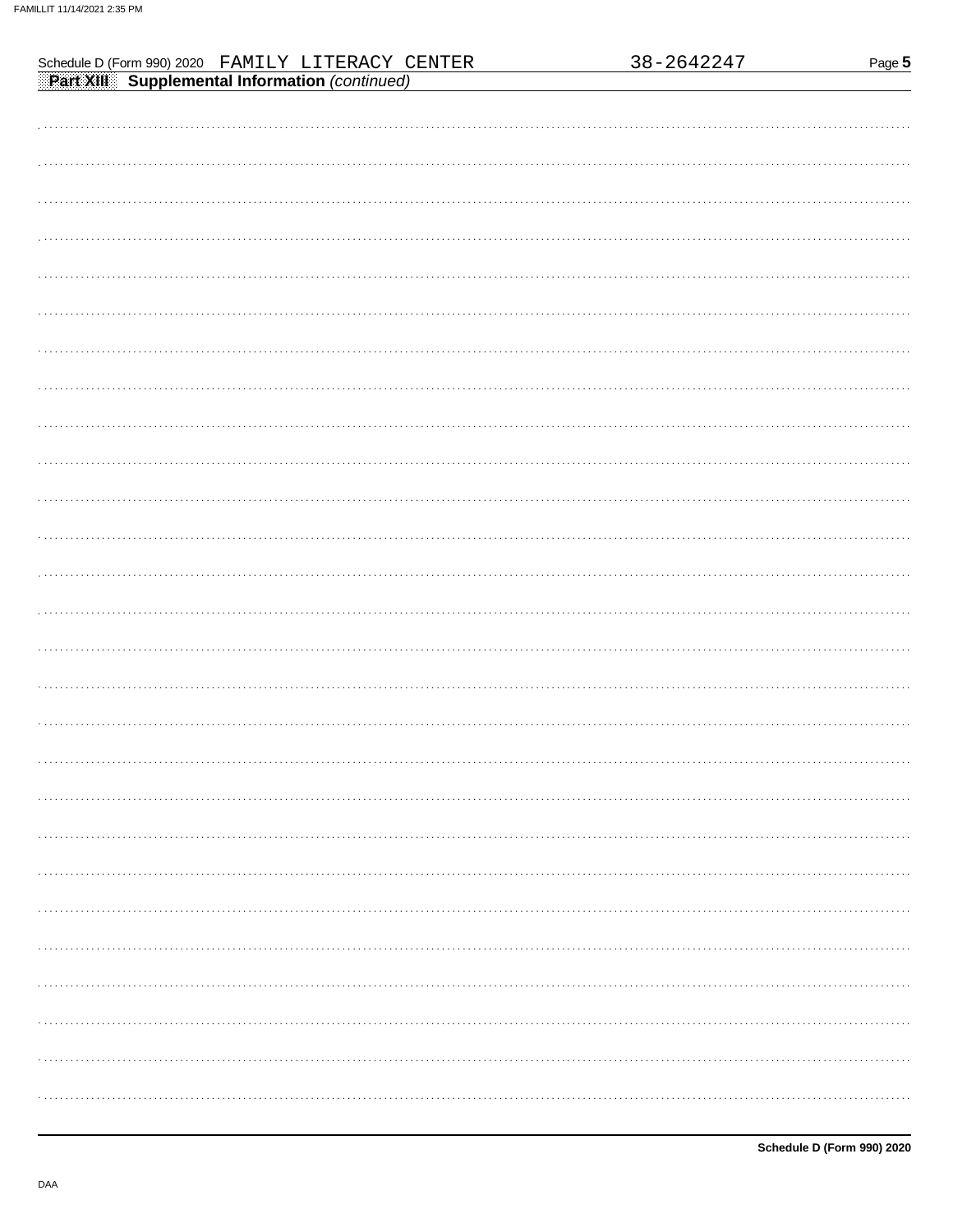Schedule D (Form 990) 2020 FAMILY LITERACY CENTER 38-2642247

**Part XIII Supplemental Information** *(continued)*

Schedule D (Form 990) 2020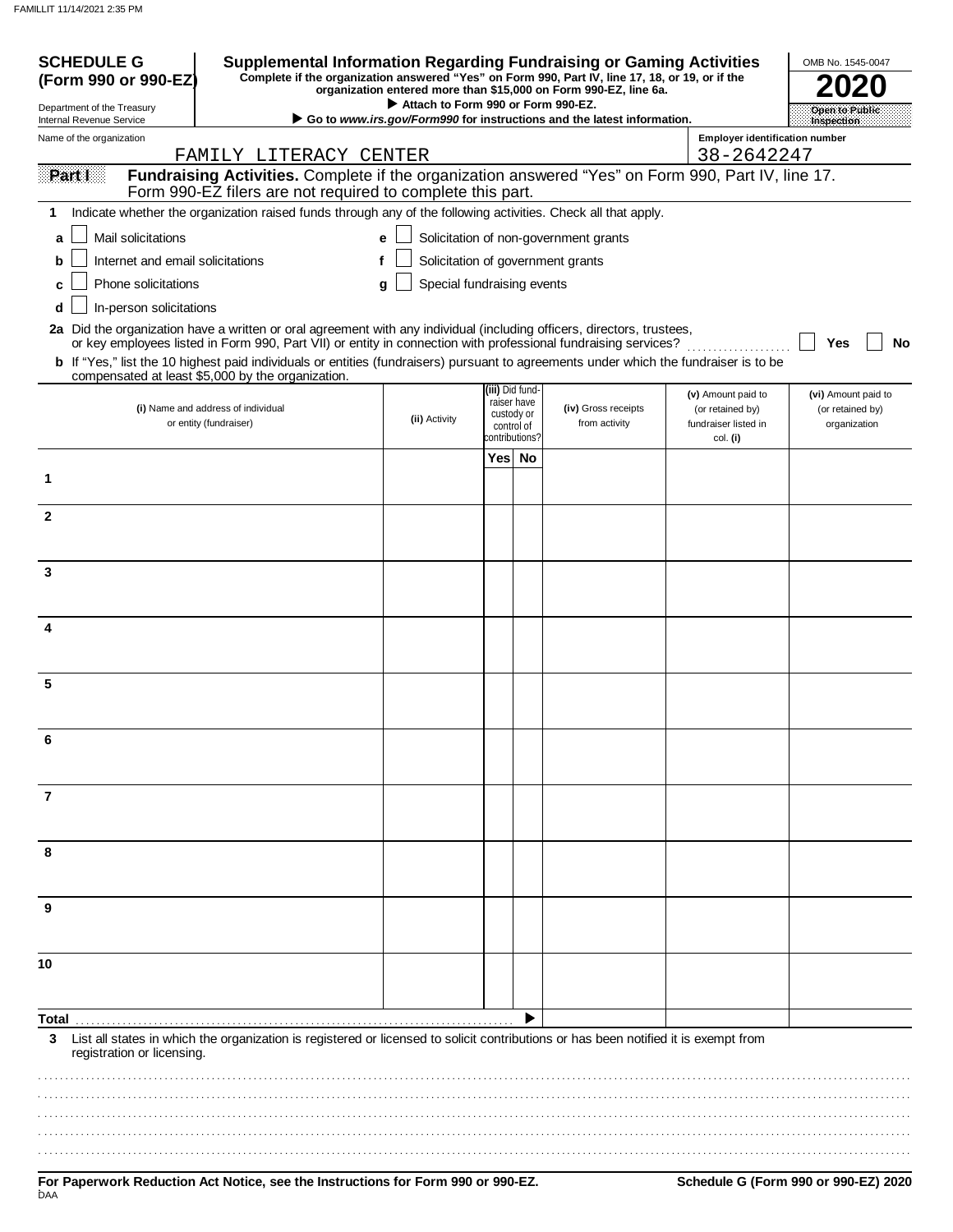**SCHEDULE G (Form 990 or 990-EZ)**

Department of the Treasury
Internal Revenue Service

# Supplemental Information Regarding Fundraising or Gaming Activities

**Complete if the organization answered "Yes" on Form 990, Part IV, line 17, 18, or 19, or if the organization entered more than $15,000 on Form 990-EZ, line 6a.**

▶ **Attach to Form 990 or Form 990-EZ.**

▶ **Go to *www.irs.gov/Form990* for instructions and the latest information.**

OMB No. 1545-0047

**2020**

**Open to Public Inspection**

Name of the organization: FAMILY LITERACY CENTER

Employer identification number: 38-2642247

**Part I — Fundraising Activities.** Complete if the organization answered "Yes" on Form 990, Part IV, line 17. Form 990-EZ filers are not required to complete this part.

**1** Indicate whether the organization raised funds through any of the following activities. Check all that apply.

- **a** ☐ Mail solicitations
- **b** ☐ Internet and email solicitations
- **c** ☐ Phone solicitations
- **d** ☐ In-person solicitations
- **e** ☐ Solicitation of non-government grants
- **f** ☐ Solicitation of government grants
- **g** ☐ Special fundraising events

**2a** Did the organization have a written or oral agreement with any individual (including officers, directors, trustees, or key employees listed in Form 990, Part VII) or entity in connection with professional fundraising services? ☐ **Yes** ☐ **No**

**b** If "Yes," list the 10 highest paid individuals or entities (fundraisers) pursuant to agreements under which the fundraiser is to be compensated at least $5,000 by the organization.

| | (i) Name and address of individual or entity (fundraiser) | (ii) Activity | (iii) Did fund-raiser have custody or control of contributions? Yes | No | (iv) Gross receipts from activity | (v) Amount paid to (or retained by) fundraiser listed in col. (i) | (vi) Amount paid to (or retained by) organization |
|---|---|---|---|---|---|---|---|
| 1 | | | | | | | |
| 2 | | | | | | | |
| 3 | | | | | | | |
| 4 | | | | | | | |
| 5 | | | | | | | |
| 6 | | | | | | | |
| 7 | | | | | | | |
| 8 | | | | | | | |
| 9 | | | | | | | |
| 10 | | | | | | | |
| **Total** ▶ | | | | | | | |

**3** List all states in which the organization is registered or licensed to solicit contributions or has been notified it is exempt from registration or licensing.

**For Paperwork Reduction Act Notice, see the Instructions for Form 990 or 990-EZ.**

**Schedule G (Form 990 or 990-EZ) 2020**

DAA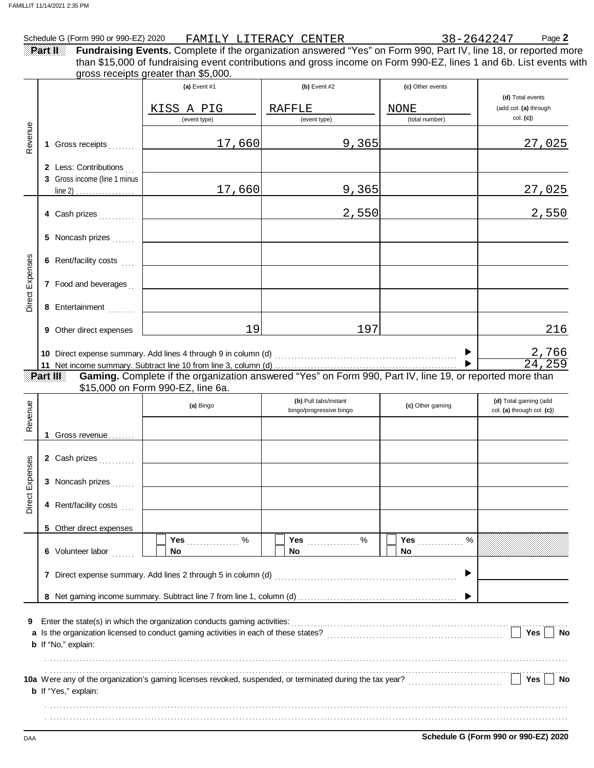Schedule G (Form 990 or 990-EZ) 2020 FAMILY LITERACY CENTER 38-2642247 Page **2**

**Part II** **Fundraising Events.** Complete if the organization answered "Yes" on Form 990, Part IV, line 18, or reported more than $15,000 of fundraising event contributions and gross income on Form 990-EZ, lines 1 and 6b. List events with gross receipts greater than $5,000.

| | | (a) Event #1 | (b) Event #2 | (c) Other events | (d) Total events (add col. (a) through col. (c)) |
|---|---|---|---|---|---|
| | | KISS A PIG (event type) | RAFFLE (event type) | NONE (total number) | |
| Revenue | 1 Gross receipts | 17,660 | 9,365 | | 27,025 |
| | 2 Less: Contributions | | | | |
| | 3 Gross income (line 1 minus line 2) | 17,660 | 9,365 | | 27,025 |
| Direct Expenses | 4 Cash prizes | | 2,550 | | 2,550 |
| | 5 Noncash prizes | | | | |
| | 6 Rent/facility costs | | | | |
| | 7 Food and beverages | | | | |
| | 8 Entertainment | | | | |
| | 9 Other direct expenses | 19 | 197 | | 216 |
| | 10 Direct expense summary. Add lines 4 through 9 in column (d) | | | | 2,766 |
| | 11 Net income summary. Subtract line 10 from line 3, column (d) | | | | 24,259 |

**Part III** **Gaming.** Complete if the organization answered "Yes" on Form 990, Part IV, line 19, or reported more than $15,000 on Form 990-EZ, line 6a.

| | | (a) Bingo | (b) Pull tabs/instant bingo/progressive bingo | (c) Other gaming | (d) Total gaming (add col. (a) through col. (c)) |
|---|---|---|---|---|---|
| Revenue | 1 Gross revenue | | | | |
| Direct Expenses | 2 Cash prizes | | | | |
| | 3 Noncash prizes | | | | |
| | 4 Rent/facility costs | | | | |
| | 5 Other direct expenses | | | | |
| | 6 Volunteer labor | ☐ Yes ____ % ☐ No | ☐ Yes ____ % ☐ No | ☐ Yes ____ % ☐ No | |
| | 7 Direct expense summary. Add lines 2 through 5 in column (d) | | | | |
| | 8 Net gaming income summary. Subtract line 7 from line 1, column (d) | | | | |

**9** Enter the state(s) in which the organization conducts gaming activities: ....................

**a** Is the organization licensed to conduct gaming activities in each of these states? ☐ Yes ☐ No

**b** If "No," explain:

**10a** Were any of the organization's gaming licenses revoked, suspended, or terminated during the tax year? ☐ Yes ☐ No

**b** If "Yes," explain:

DAA **Schedule G (Form 990 or 990-EZ) 2020**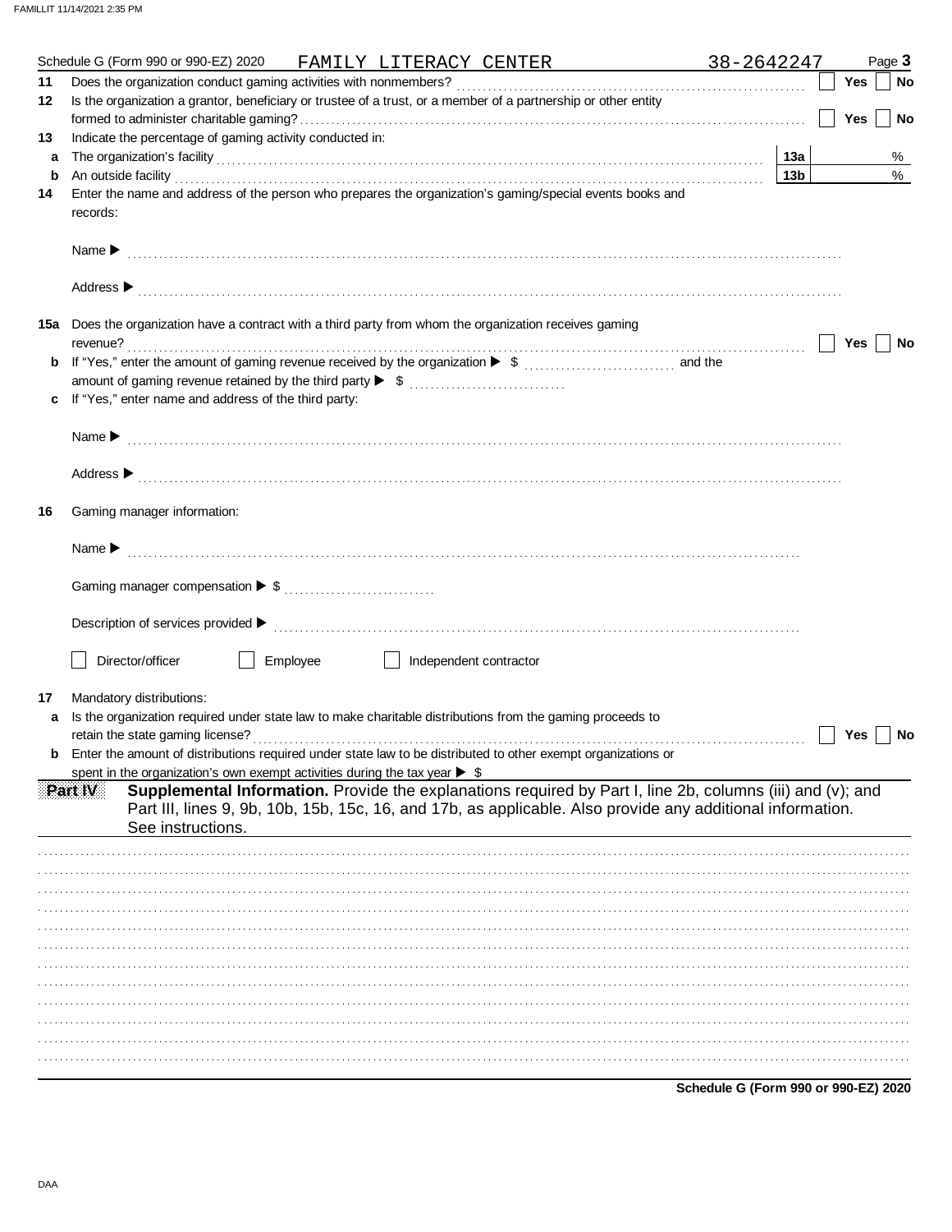Schedule G (Form 990 or 990-EZ) 2020 FAMILY LITERACY CENTER 38-2642247 Page **3**

**11** Does the organization conduct gaming activities with nonmembers? ☐ Yes ☐ No

**12** Is the organization a grantor, beneficiary or trustee of a trust, or a member of a partnership or other entity formed to administer charitable gaming? ☐ Yes ☐ No

**13** Indicate the percentage of gaming activity conducted in:

**a** The organization's facility **13a** %

**b** An outside facility **13b** %

**14** Enter the name and address of the person who prepares the organization's gaming/special events books and records:

Name ▶

Address ▶

**15a** Does the organization have a contract with a third party from whom the organization receives gaming revenue? ☐ Yes ☐ No

**b** If "Yes," enter the amount of gaming revenue received by the organization ▶ $ and the amount of gaming revenue retained by the third party ▶ $

**c** If "Yes," enter name and address of the third party:

Name ▶

Address ▶

**16** Gaming manager information:

Name ▶

Gaming manager compensation ▶ $

Description of services provided ▶

☐ Director/officer ☐ Employee ☐ Independent contractor

**17** Mandatory distributions:

**a** Is the organization required under state law to make charitable distributions from the gaming proceeds to retain the state gaming license? ☐ Yes ☐ No

**b** Enter the amount of distributions required under state law to be distributed to other exempt organizations or spent in the organization's own exempt activities during the tax year ▶ $

**Part IV** **Supplemental Information.** Provide the explanations required by Part I, line 2b, columns (iii) and (v); and Part III, lines 9, 9b, 10b, 15b, 15c, 16, and 17b, as applicable. Also provide any additional information. See instructions.

**Schedule G (Form 990 or 990-EZ) 2020**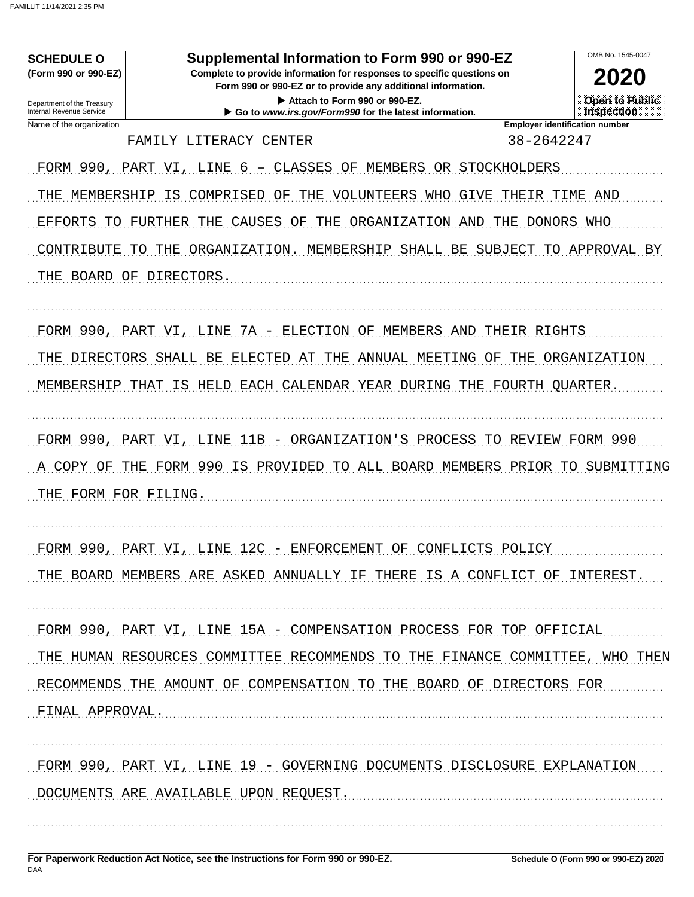**SCHEDULE O**
**(Form 990 or 990-EZ)**

Department of the Treasury
Internal Revenue Service

# Supplemental Information to Form 990 or 990-EZ

**Complete to provide information for responses to specific questions on Form 990 or 990-EZ or to provide any additional information.**

▶ **Attach to Form 990 or 990-EZ.**
▶ **Go to** ***www.irs.gov/Form990*** **for the latest information.**

OMB No. 1545-0047

**2020**

**Open to Public Inspection**

| Name of the organization | Employer identification number |
|---|---|
| FAMILY LITERACY CENTER | 38-2642247 |

FORM 990, PART VI, LINE 6 – CLASSES OF MEMBERS OR STOCKHOLDERS

THE MEMBERSHIP IS COMPRISED OF THE VOLUNTEERS WHO GIVE THEIR TIME AND EFFORTS TO FURTHER THE CAUSES OF THE ORGANIZATION AND THE DONORS WHO CONTRIBUTE TO THE ORGANIZATION. MEMBERSHIP SHALL BE SUBJECT TO APPROVAL BY THE BOARD OF DIRECTORS.

FORM 990, PART VI, LINE 7A - ELECTION OF MEMBERS AND THEIR RIGHTS

THE DIRECTORS SHALL BE ELECTED AT THE ANNUAL MEETING OF THE ORGANIZATION MEMBERSHIP THAT IS HELD EACH CALENDAR YEAR DURING THE FOURTH QUARTER.

FORM 990, PART VI, LINE 11B - ORGANIZATION'S PROCESS TO REVIEW FORM 990

A COPY OF THE FORM 990 IS PROVIDED TO ALL BOARD MEMBERS PRIOR TO SUBMITTING THE FORM FOR FILING.

FORM 990, PART VI, LINE 12C - ENFORCEMENT OF CONFLICTS POLICY

THE BOARD MEMBERS ARE ASKED ANNUALLY IF THERE IS A CONFLICT OF INTEREST.

FORM 990, PART VI, LINE 15A - COMPENSATION PROCESS FOR TOP OFFICIAL

THE HUMAN RESOURCES COMMITTEE RECOMMENDS TO THE FINANCE COMMITTEE, WHO THEN RECOMMENDS THE AMOUNT OF COMPENSATION TO THE BOARD OF DIRECTORS FOR FINAL APPROVAL.

FORM 990, PART VI, LINE 19 - GOVERNING DOCUMENTS DISCLOSURE EXPLANATION

DOCUMENTS ARE AVAILABLE UPON REQUEST.

**For Paperwork Reduction Act Notice, see the Instructions for Form 990 or 990-EZ.** **Schedule O (Form 990 or 990-EZ) 2020**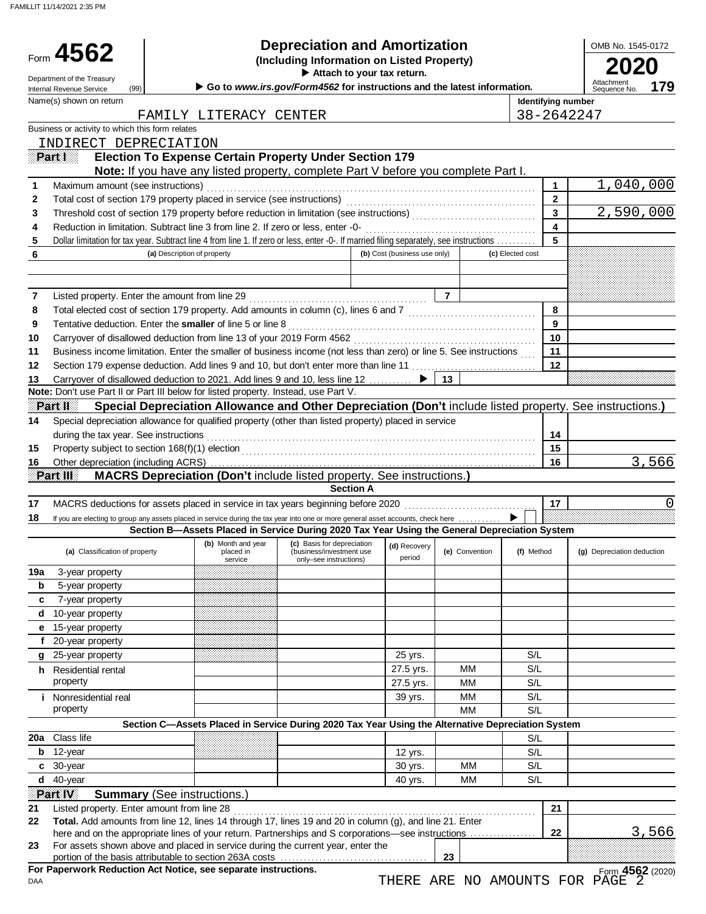FAMILLIT 11/14/2021 2:35 PM

# Form 4562 — Depreciation and Amortization

**(Including Information on Listed Property)**

▶ Attach to your tax return.

▶ Go to *www.irs.gov/Form4562* for instructions and the latest information.

OMB No. 1545-0172

**2020**

Attachment Sequence No. **179**

Department of the Treasury
Internal Revenue Service (99)

Name(s) shown on return: FAMILY LITERACY CENTER

Identifying number: 38-2642247

Business or activity to which this form relates: INDIRECT DEPRECIATION

## Part I — Election To Expense Certain Property Under Section 179

**Note:** If you have any listed property, complete Part V before you complete Part I.

| Line | Description | Box | Amount |
|---|---|---|---|
| 1 | Maximum amount (see instructions) | 1 | 1,040,000 |
| 2 | Total cost of section 179 property placed in service (see instructions) | 2 | |
| 3 | Threshold cost of section 179 property before reduction in limitation (see instructions) | 3 | 2,590,000 |
| 4 | Reduction in limitation. Subtract line 3 from line 2. If zero or less, enter -0- | 4 | |
| 5 | Dollar limitation for tax year. Subtract line 4 from line 1. If zero or less, enter -0-. If married filing separately, see instructions | 5 | |

| 6 (a) Description of property | (b) Cost (business use only) | (c) Elected cost |
|---|---|---|
| | | |
| | | |

| Line | Description | Box | Amount |
|---|---|---|---|
| 7 | Listed property. Enter the amount from line 29 | 7 | |
| 8 | Total elected cost of section 179 property. Add amounts in column (c), lines 6 and 7 | 8 | |
| 9 | Tentative deduction. Enter the **smaller** of line 5 or line 8 | 9 | |
| 10 | Carryover of disallowed deduction from line 13 of your 2019 Form 4562 | 10 | |
| 11 | Business income limitation. Enter the smaller of business income (not less than zero) or line 5. See instructions | 11 | |
| 12 | Section 179 expense deduction. Add lines 9 and 10, but don't enter more than line 11 | 12 | |
| 13 | Carryover of disallowed deduction to 2021. Add lines 9 and 10, less line 12 ▶ | 13 | |

**Note:** Don't use Part II or Part III below for listed property. Instead, use Part V.

## Part II — Special Depreciation Allowance and Other Depreciation (Don't include listed property. See instructions.)

| Line | Description | Box | Amount |
|---|---|---|---|
| 14 | Special depreciation allowance for qualified property (other than listed property) placed in service during the tax year. See instructions | 14 | |
| 15 | Property subject to section 168(f)(1) election | 15 | |
| 16 | Other depreciation (including ACRS) | 16 | 3,566 |

## Part III — MACRS Depreciation (Don't include listed property. See instructions.)

### Section A

| Line | Description | Box | Amount |
|---|---|---|---|
| 17 | MACRS deductions for assets placed in service in tax years beginning before 2020 | 17 | 0 |
| 18 | If you are electing to group any assets placed in service during the tax year into one or more general asset accounts, check here ▶ ☐ | | |

### Section B—Assets Placed in Service During 2020 Tax Year Using the General Depreciation System

| (a) Classification of property | (b) Month and year placed in service | (c) Basis for depreciation (business/investment use only–see instructions) | (d) Recovery period | (e) Convention | (f) Method | (g) Depreciation deduction |
|---|---|---|---|---|---|---|
| 19a 3-year property | | | | | | |
| b 5-year property | | | | | | |
| c 7-year property | | | | | | |
| d 10-year property | | | | | | |
| e 15-year property | | | | | | |
| f 20-year property | | | | | | |
| g 25-year property | | | 25 yrs. | | S/L | |
| h Residential rental property | | | 27.5 yrs. | MM | S/L | |
| | | | 27.5 yrs. | MM | S/L | |
| i Nonresidential real property | | | 39 yrs. | MM | S/L | |
| | | | | MM | S/L | |

### Section C—Assets Placed in Service During 2020 Tax Year Using the Alternative Depreciation System

| (a) Classification of property | (b) Month and year placed in service | (c) Basis for depreciation | (d) Recovery period | (e) Convention | (f) Method | (g) Depreciation deduction |
|---|---|---|---|---|---|---|
| 20a Class life | | | | | S/L | |
| b 12-year | | | 12 yrs. | | S/L | |
| c 30-year | | | 30 yrs. | MM | S/L | |
| d 40-year | | | 40 yrs. | MM | S/L | |

## Part IV — Summary (See instructions.)

| Line | Description | Box | Amount |
|---|---|---|---|
| 21 | Listed property. Enter amount from line 28 | 21 | |
| 22 | **Total.** Add amounts from line 12, lines 14 through 17, lines 19 and 20 in column (g), and line 21. Enter here and on the appropriate lines of your return. Partnerships and S corporations—see instructions | 22 | 3,566 |
| 23 | For assets shown above and placed in service during the current year, enter the portion of the basis attributable to section 263A costs | 23 | |

**For Paperwork Reduction Act Notice, see separate instructions.**

DAA

Form **4562** (2020)

THERE ARE NO AMOUNTS FOR PAGE 2